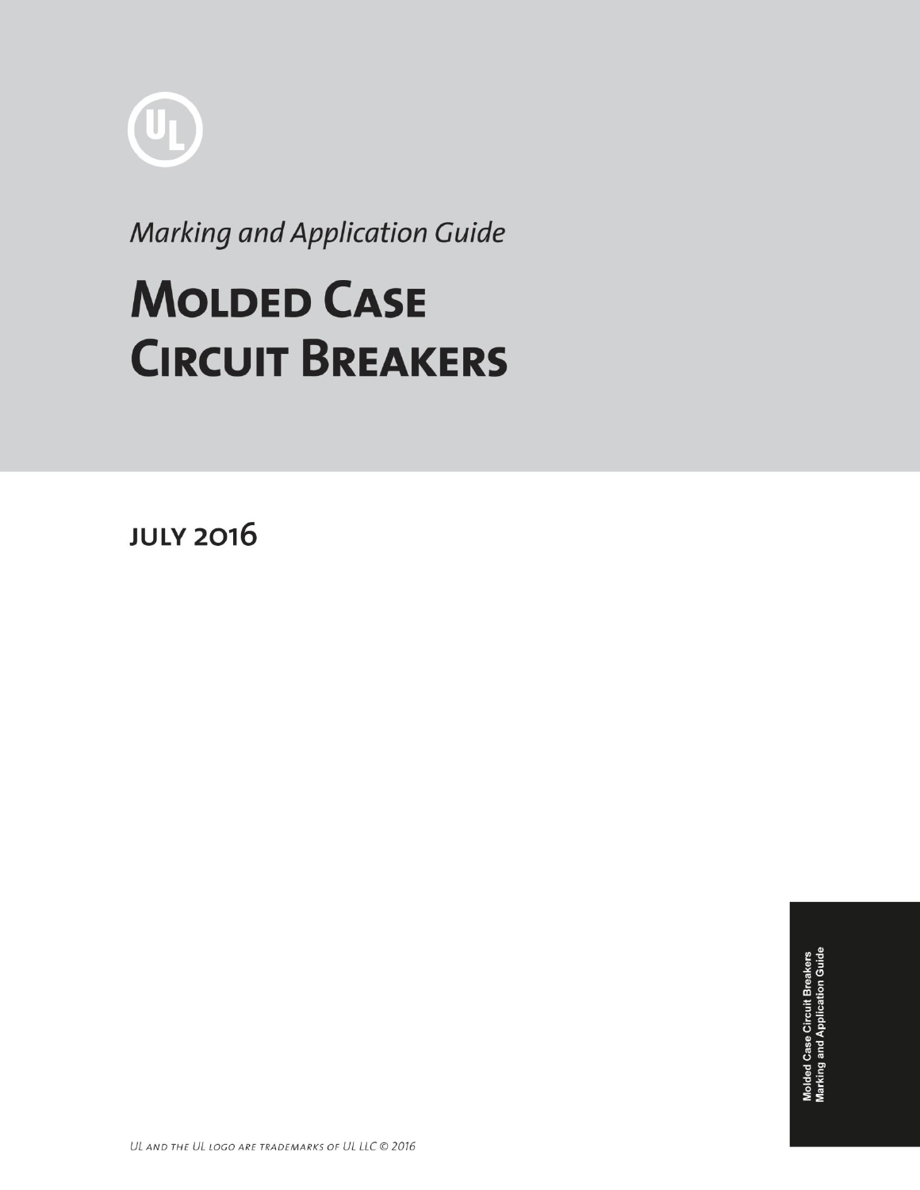*Marking and Application Guide*

# Molded Case Circuit Breakers

## July 2016

Molded Case Circuit Breakers
Marking and Application Guide

UL and the UL logo are trademarks of UL LLC © 2016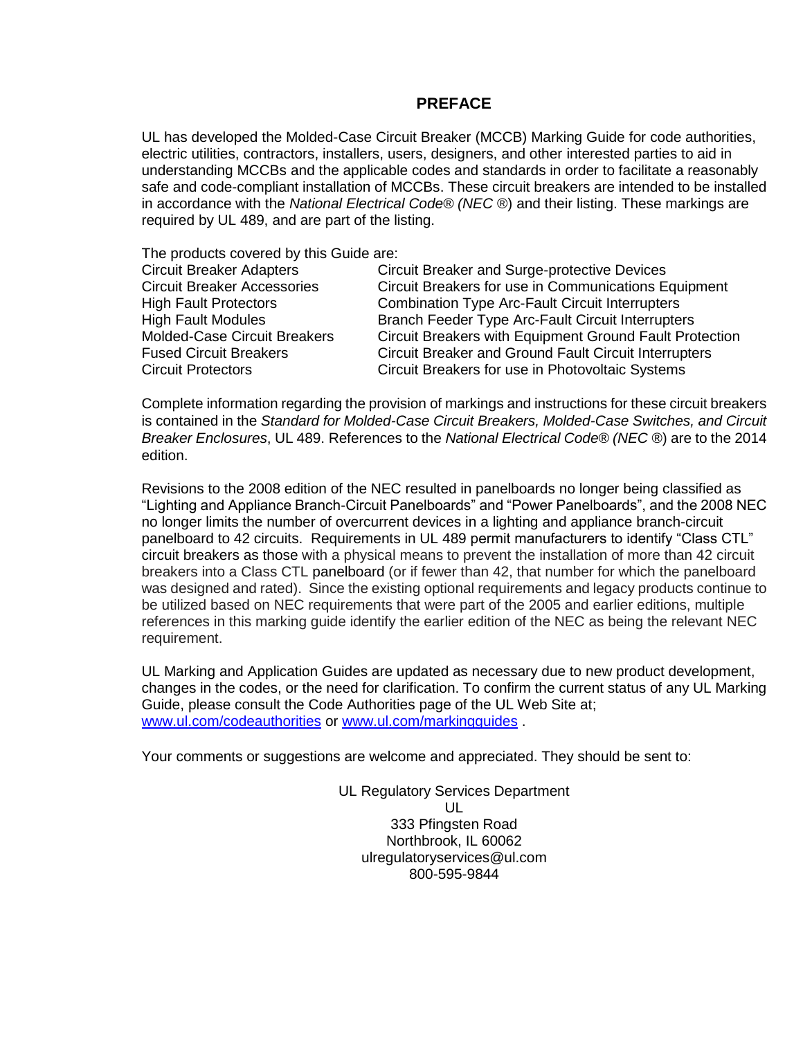# PREFACE

UL has developed the Molded-Case Circuit Breaker (MCCB) Marking Guide for code authorities, electric utilities, contractors, installers, users, designers, and other interested parties to aid in understanding MCCBs and the applicable codes and standards in order to facilitate a reasonably safe and code-compliant installation of MCCBs. These circuit breakers are intended to be installed in accordance with the *National Electrical Code® (NEC ®)* and their listing. These markings are required by UL 489, and are part of the listing.

The products covered by this Guide are:

- Circuit Breaker Adapters
- Circuit Breaker Accessories
- High Fault Protectors
- High Fault Modules
- Molded-Case Circuit Breakers
- Fused Circuit Breakers
- Circuit Protectors
- Circuit Breaker and Surge-protective Devices
- Circuit Breakers for use in Communications Equipment
- Combination Type Arc-Fault Circuit Interrupters
- Branch Feeder Type Arc-Fault Circuit Interrupters
- Circuit Breakers with Equipment Ground Fault Protection
- Circuit Breaker and Ground Fault Circuit Interrupters
- Circuit Breakers for use in Photovoltaic Systems

Complete information regarding the provision of markings and instructions for these circuit breakers is contained in the *Standard for Molded-Case Circuit Breakers, Molded-Case Switches, and Circuit Breaker Enclosures*, UL 489. References to the *National Electrical Code® (NEC ®)* are to the 2014 edition.

Revisions to the 2008 edition of the NEC resulted in panelboards no longer being classified as "Lighting and Appliance Branch-Circuit Panelboards" and "Power Panelboards", and the 2008 NEC no longer limits the number of overcurrent devices in a lighting and appliance branch-circuit panelboard to 42 circuits. Requirements in UL 489 permit manufacturers to identify "Class CTL" circuit breakers as those with a physical means to prevent the installation of more than 42 circuit breakers into a Class CTL panelboard (or if fewer than 42, that number for which the panelboard was designed and rated). Since the existing optional requirements and legacy products continue to be utilized based on NEC requirements that were part of the 2005 and earlier editions, multiple references in this marking guide identify the earlier edition of the NEC as being the relevant NEC requirement.

UL Marking and Application Guides are updated as necessary due to new product development, changes in the codes, or the need for clarification. To confirm the current status of any UL Marking Guide, please consult the Code Authorities page of the UL Web Site at; www.ul.com/codeauthorities or www.ul.com/markingguides .

Your comments or suggestions are welcome and appreciated. They should be sent to:

UL Regulatory Services Department
UL
333 Pfingsten Road
Northbrook, IL 60062
ulregulatoryservices@ul.com
800-595-9844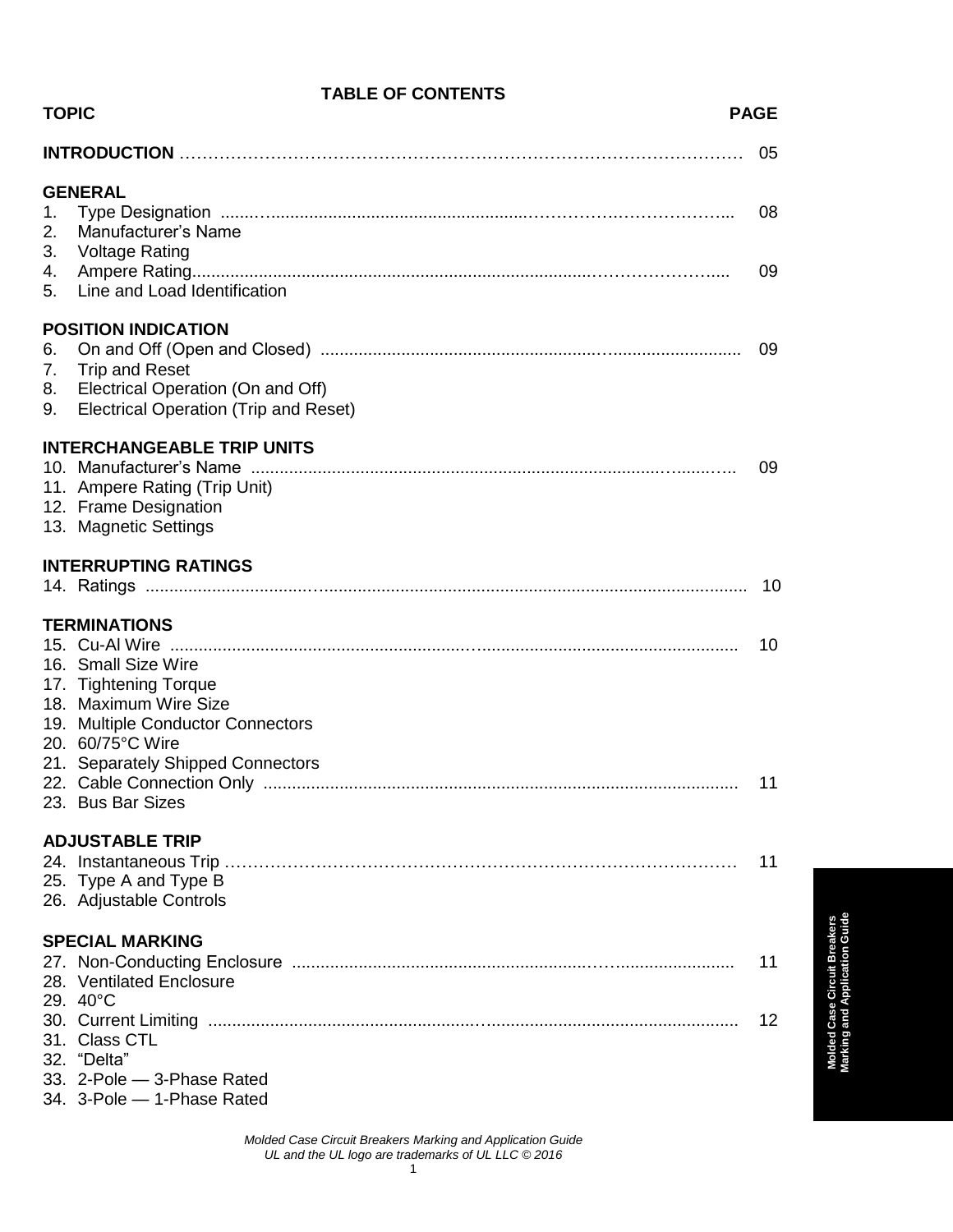# TABLE OF CONTENTS

| TOPIC | PAGE |
|---|---|
| **INTRODUCTION** | 05 |
| **GENERAL** | |
| 1. Type Designation | 08 |
| 2. Manufacturer's Name | |
| 3. Voltage Rating | |
| 4. Ampere Rating | 09 |
| 5. Line and Load Identification | |
| **POSITION INDICATION** | |
| 6. On and Off (Open and Closed) | 09 |
| 7. Trip and Reset | |
| 8. Electrical Operation (On and Off) | |
| 9. Electrical Operation (Trip and Reset) | |
| **INTERCHANGEABLE TRIP UNITS** | |
| 10. Manufacturer's Name | 09 |
| 11. Ampere Rating (Trip Unit) | |
| 12. Frame Designation | |
| 13. Magnetic Settings | |
| **INTERRUPTING RATINGS** | |
| 14. Ratings | 10 |
| **TERMINATIONS** | |
| 15. Cu-Al Wire | 10 |
| 16. Small Size Wire | |
| 17. Tightening Torque | |
| 18. Maximum Wire Size | |
| 19. Multiple Conductor Connectors | |
| 20. 60/75°C Wire | |
| 21. Separately Shipped Connectors | |
| 22. Cable Connection Only | 11 |
| 23. Bus Bar Sizes | |
| **ADJUSTABLE TRIP** | |
| 24. Instantaneous Trip | 11 |
| 25. Type A and Type B | |
| 26. Adjustable Controls | |
| **SPECIAL MARKING** | |
| 27. Non-Conducting Enclosure | 11 |
| 28. Ventilated Enclosure | |
| 29. 40°C | |
| 30. Current Limiting | 12 |
| 31. Class CTL | |
| 32. "Delta" | |
| 33. 2-Pole — 3-Phase Rated | |
| 34. 3-Pole — 1-Phase Rated | |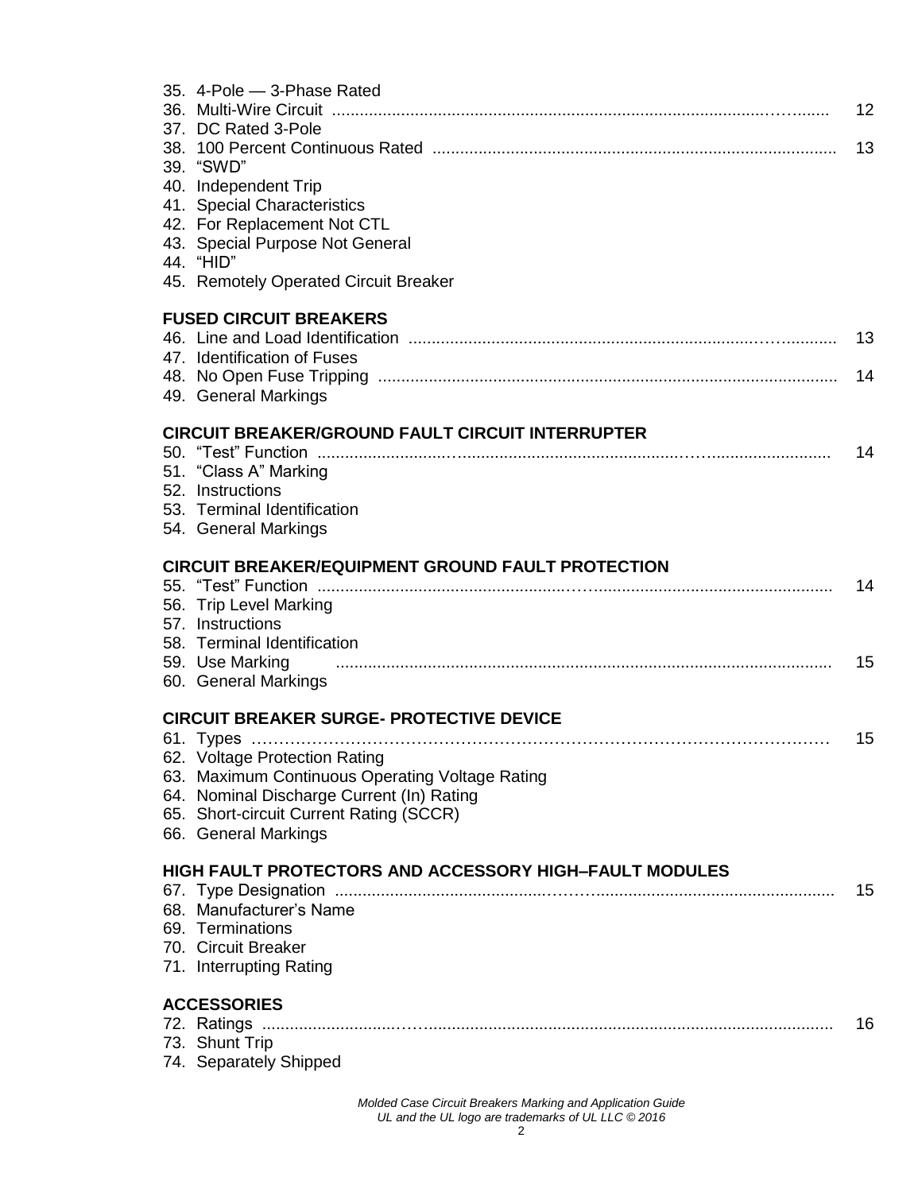35. 4-Pole — 3-Phase Rated
36. Multi-Wire Circuit ............ 12
37. DC Rated 3-Pole
38. 100 Percent Continuous Rated ............ 13
39. "SWD"
40. Independent Trip
41. Special Characteristics
42. For Replacement Not CTL
43. Special Purpose Not General
44. "HID"
45. Remotely Operated Circuit Breaker

**FUSED CIRCUIT BREAKERS**

46. Line and Load Identification ............ 13
47. Identification of Fuses
48. No Open Fuse Tripping ............ 14
49. General Markings

**CIRCUIT BREAKER/GROUND FAULT CIRCUIT INTERRUPTER**

50. "Test" Function ............ 14
51. "Class A" Marking
52. Instructions
53. Terminal Identification
54. General Markings

**CIRCUIT BREAKER/EQUIPMENT GROUND FAULT PROTECTION**

55. "Test" Function ............ 14
56. Trip Level Marking
57. Instructions
58. Terminal Identification
59. Use Marking ............ 15
60. General Markings

**CIRCUIT BREAKER SURGE- PROTECTIVE DEVICE**

61. Types ............ 15
62. Voltage Protection Rating
63. Maximum Continuous Operating Voltage Rating
64. Nominal Discharge Current (In) Rating
65. Short-circuit Current Rating (SCCR)
66. General Markings

**HIGH FAULT PROTECTORS AND ACCESSORY HIGH–FAULT MODULES**

67. Type Designation ............ 15
68. Manufacturer's Name
69. Terminations
70. Circuit Breaker
71. Interrupting Rating

**ACCESSORIES**

72. Ratings ............ 16
73. Shunt Trip
74. Separately Shipped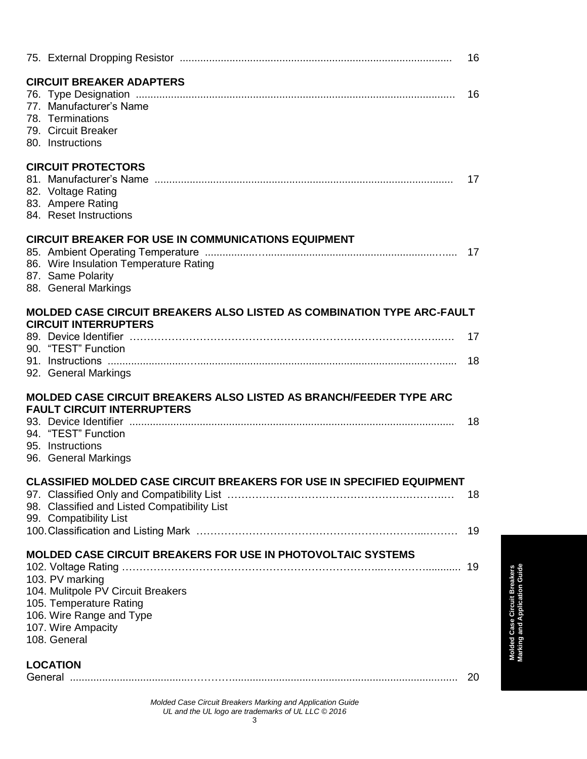75. External Dropping Resistor ............................................................................................. 16

**CIRCUIT BREAKER ADAPTERS**

76. Type Designation ............................................................................................................. 16
77. Manufacturer's Name
78. Terminations
79. Circuit Breaker
80. Instructions

**CIRCUIT PROTECTORS**

81. Manufacturer's Name ...................................................................................................... 17
82. Voltage Rating
83. Ampere Rating
84. Reset Instructions

**CIRCUIT BREAKER FOR USE IN COMMUNICATIONS EQUIPMENT**

85. Ambient Operating Temperature ...................................................................................... 17
86. Wire Insulation Temperature Rating
87. Same Polarity
88. General Markings

**MOLDED CASE CIRCUIT BREAKERS ALSO LISTED AS COMBINATION TYPE ARC-FAULT CIRCUIT INTERRUPTERS**

89. Device Identifier ……………………………………………………………………………….…. 17
90. "TEST" Function
91. Instructions ......................................................................................................................... 18
92. General Markings

**MOLDED CASE CIRCUIT BREAKERS ALSO LISTED AS BRANCH/FEEDER TYPE ARC FAULT CIRCUIT INTERRUPTERS**

93. Device Identifier ............................................................................................................... 18
94. "TEST" Function
95. Instructions
96. General Markings

**CLASSIFIED MOLDED CASE CIRCUIT BREAKERS FOR USE IN SPECIFIED EQUIPMENT**

97. Classified Only and Compatibility List ……………………………………………….……….… 18
98. Classified and Listed Compatibility List
99. Compatibility List
100. Classification and Listing Mark ………………………………………………………...……… 19

**MOLDED CASE CIRCUIT BREAKERS FOR USE IN PHOTOVOLTAIC SYSTEMS**

102. Voltage Rating …………………………………………………………………...……….......... 19
103. PV marking
104. Mulitpole PV Circuit Breakers
105. Temperature Rating
106. Wire Range and Type
107. Wire Ampacity
108. General

**LOCATION**

General .................................……….......................................................................................... 20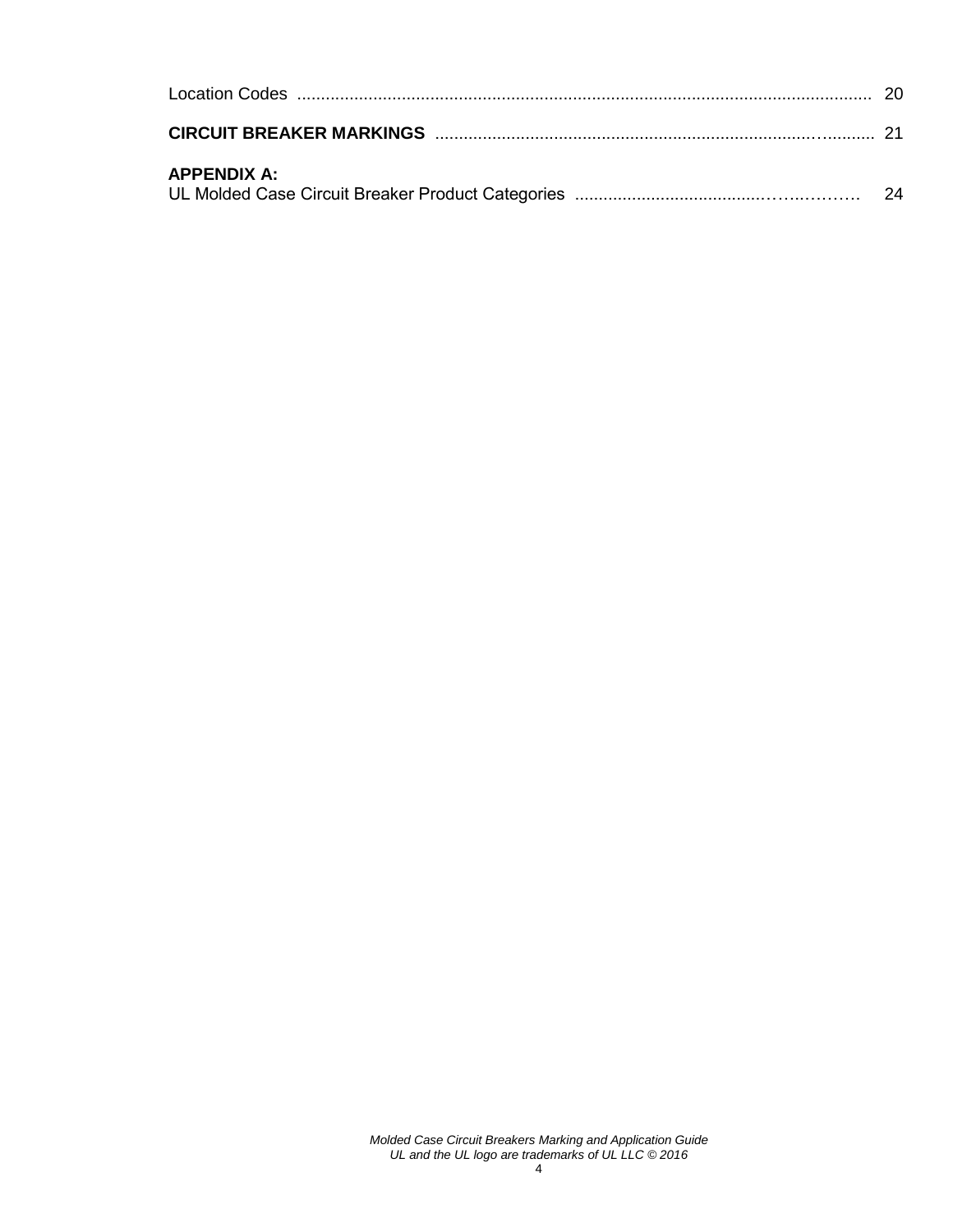Location Codes ........................................................................................................................ 20

**CIRCUIT BREAKER MARKINGS** ............................................................................................ 21

**APPENDIX A:**
UL Molded Case Circuit Breaker Product Categories ...................................................... 24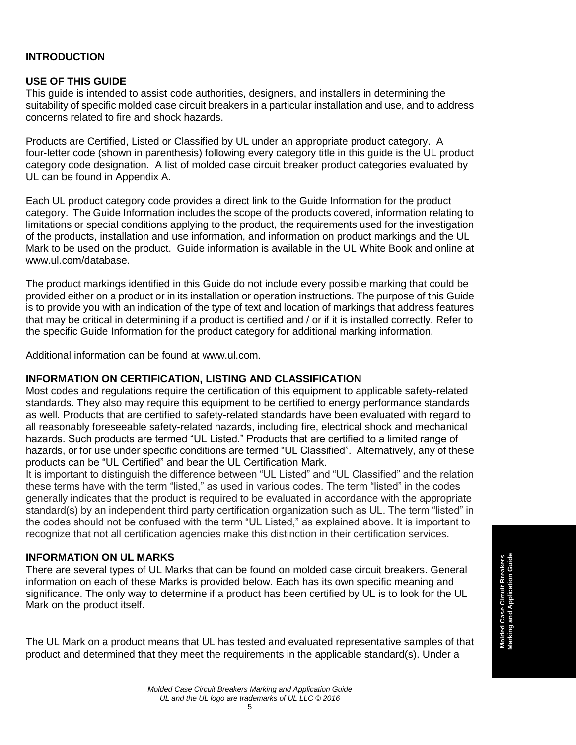## INTRODUCTION

### USE OF THIS GUIDE

This guide is intended to assist code authorities, designers, and installers in determining the suitability of specific molded case circuit breakers in a particular installation and use, and to address concerns related to fire and shock hazards.

Products are Certified, Listed or Classified by UL under an appropriate product category. A four-letter code (shown in parenthesis) following every category title in this guide is the UL product category code designation. A list of molded case circuit breaker product categories evaluated by UL can be found in Appendix A.

Each UL product category code provides a direct link to the Guide Information for the product category. The Guide Information includes the scope of the products covered, information relating to limitations or special conditions applying to the product, the requirements used for the investigation of the products, installation and use information, and information on product markings and the UL Mark to be used on the product. Guide information is available in the UL White Book and online at www.ul.com/database.

The product markings identified in this Guide do not include every possible marking that could be provided either on a product or in its installation or operation instructions. The purpose of this Guide is to provide you with an indication of the type of text and location of markings that address features that may be critical in determining if a product is certified and / or if it is installed correctly. Refer to the specific Guide Information for the product category for additional marking information.

Additional information can be found at www.ul.com.

### INFORMATION ON CERTIFICATION, LISTING AND CLASSIFICATION

Most codes and regulations require the certification of this equipment to applicable safety-related standards. They also may require this equipment to be certified to energy performance standards as well. Products that are certified to safety-related standards have been evaluated with regard to all reasonably foreseeable safety-related hazards, including fire, electrical shock and mechanical hazards. Such products are termed "UL Listed." Products that are certified to a limited range of hazards, or for use under specific conditions are termed "UL Classified". Alternatively, any of these products can be "UL Certified" and bear the UL Certification Mark.

It is important to distinguish the difference between "UL Listed" and "UL Classified" and the relation these terms have with the term "listed," as used in various codes. The term "listed" in the codes generally indicates that the product is required to be evaluated in accordance with the appropriate standard(s) by an independent third party certification organization such as UL. The term "listed" in the codes should not be confused with the term "UL Listed," as explained above. It is important to recognize that not all certification agencies make this distinction in their certification services.

### INFORMATION ON UL MARKS

There are several types of UL Marks that can be found on molded case circuit breakers. General information on each of these Marks is provided below. Each has its own specific meaning and significance. The only way to determine if a product has been certified by UL is to look for the UL Mark on the product itself.

The UL Mark on a product means that UL has tested and evaluated representative samples of that product and determined that they meet the requirements in the applicable standard(s). Under a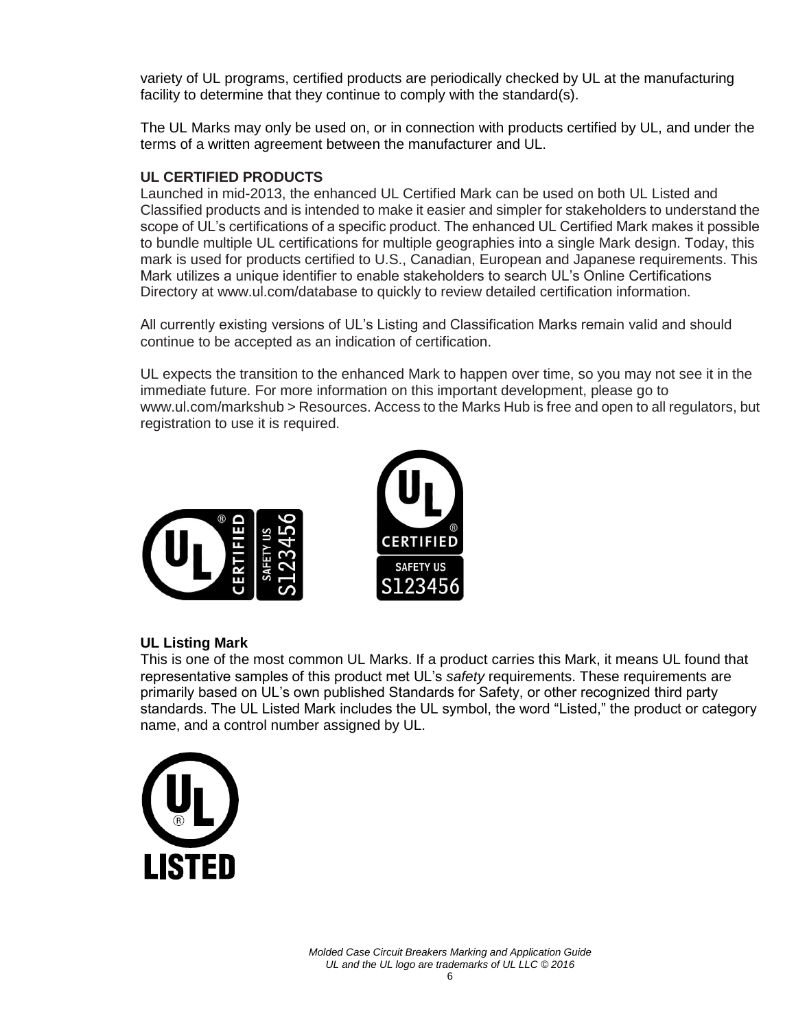variety of UL programs, certified products are periodically checked by UL at the manufacturing facility to determine that they continue to comply with the standard(s).

The UL Marks may only be used on, or in connection with products certified by UL, and under the terms of a written agreement between the manufacturer and UL.

**UL CERTIFIED PRODUCTS**

Launched in mid-2013, the enhanced UL Certified Mark can be used on both UL Listed and Classified products and is intended to make it easier and simpler for stakeholders to understand the scope of UL's certifications of a specific product. The enhanced UL Certified Mark makes it possible to bundle multiple UL certifications for multiple geographies into a single Mark design. Today, this mark is used for products certified to U.S., Canadian, European and Japanese requirements. This Mark utilizes a unique identifier to enable stakeholders to search UL's Online Certifications Directory at www.ul.com/database to quickly to review detailed certification information.

All currently existing versions of UL's Listing and Classification Marks remain valid and should continue to be accepted as an indication of certification.

UL expects the transition to the enhanced Mark to happen over time, so you may not see it in the immediate future. For more information on this important development, please go to www.ul.com/markshub > Resources. Access to the Marks Hub is free and open to all regulators, but registration to use it is required.

**UL Listing Mark**

This is one of the most common UL Marks. If a product carries this Mark, it means UL found that representative samples of this product met UL's *safety* requirements. These requirements are primarily based on UL's own published Standards for Safety, or other recognized third party standards. The UL Listed Mark includes the UL symbol, the word "Listed," the product or category name, and a control number assigned by UL.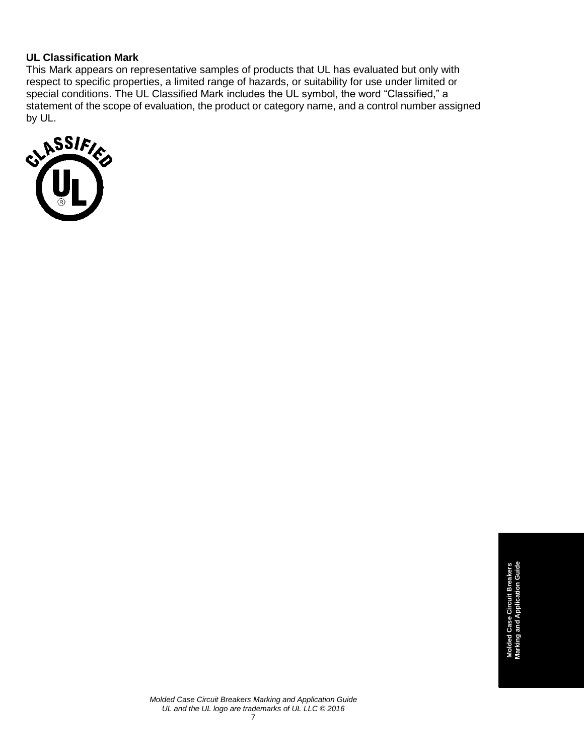**UL Classification Mark**

This Mark appears on representative samples of products that UL has evaluated but only with respect to specific properties, a limited range of hazards, or suitability for use under limited or special conditions. The UL Classified Mark includes the UL symbol, the word "Classified," a statement of the scope of evaluation, the product or category name, and a control number assigned by UL.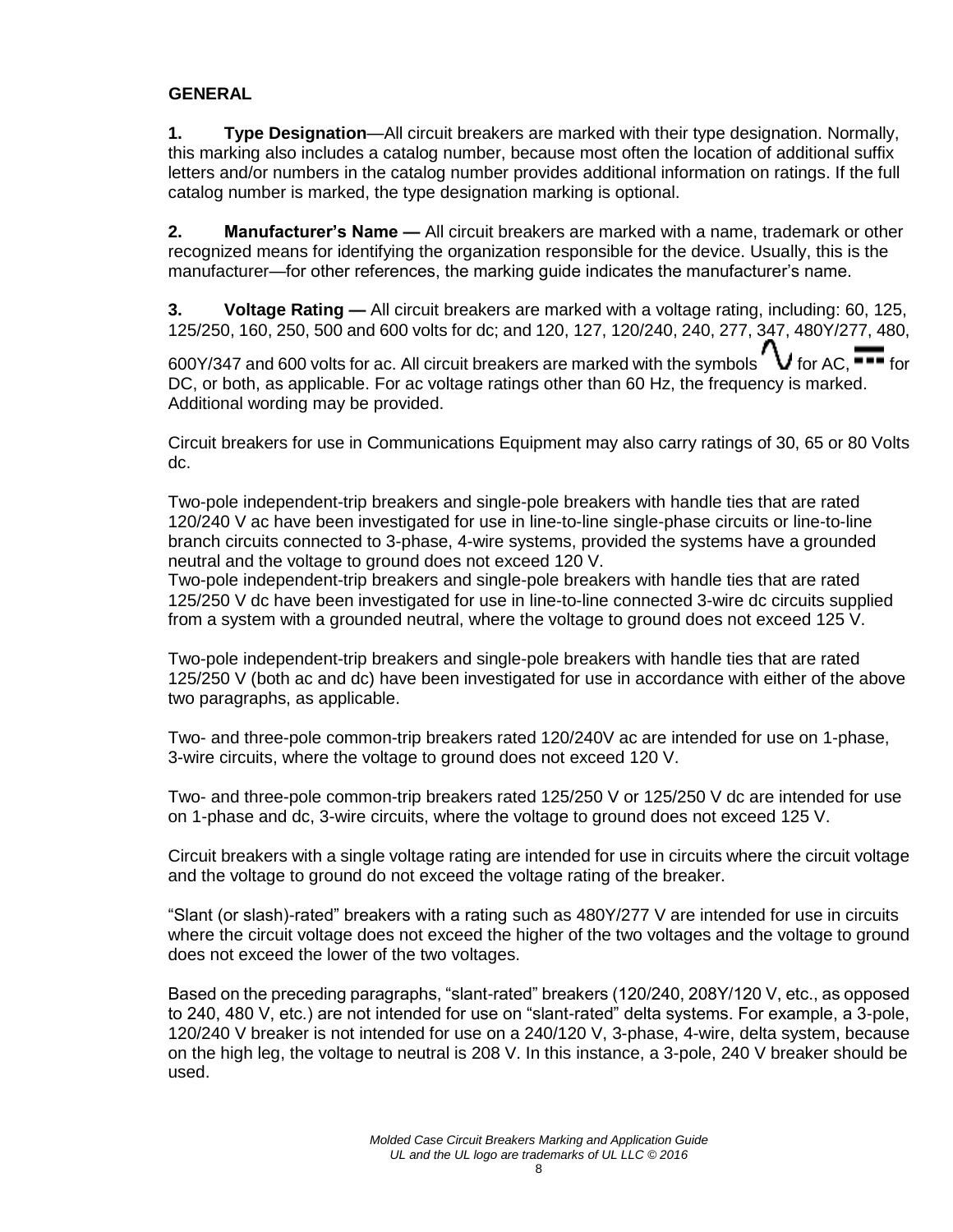## GENERAL

**1. Type Designation**—All circuit breakers are marked with their type designation. Normally, this marking also includes a catalog number, because most often the location of additional suffix letters and/or numbers in the catalog number provides additional information on ratings. If the full catalog number is marked, the type designation marking is optional.

**2. Manufacturer's Name —** All circuit breakers are marked with a name, trademark or other recognized means for identifying the organization responsible for the device. Usually, this is the manufacturer—for other references, the marking guide indicates the manufacturer's name.

**3. Voltage Rating —** All circuit breakers are marked with a voltage rating, including: 60, 125, 125/250, 160, 250, 500 and 600 volts for dc; and 120, 127, 120/240, 240, 277, 347, 480Y/277, 480, 600Y/347 and 600 volts for ac. All circuit breakers are marked with the symbols ∿ for AC, ⎓ for DC, or both, as applicable. For ac voltage ratings other than 60 Hz, the frequency is marked. Additional wording may be provided.

Circuit breakers for use in Communications Equipment may also carry ratings of 30, 65 or 80 Volts dc.

Two-pole independent-trip breakers and single-pole breakers with handle ties that are rated 120/240 V ac have been investigated for use in line-to-line single-phase circuits or line-to-line branch circuits connected to 3-phase, 4-wire systems, provided the systems have a grounded neutral and the voltage to ground does not exceed 120 V.
Two-pole independent-trip breakers and single-pole breakers with handle ties that are rated 125/250 V dc have been investigated for use in line-to-line connected 3-wire dc circuits supplied from a system with a grounded neutral, where the voltage to ground does not exceed 125 V.

Two-pole independent-trip breakers and single-pole breakers with handle ties that are rated 125/250 V (both ac and dc) have been investigated for use in accordance with either of the above two paragraphs, as applicable.

Two- and three-pole common-trip breakers rated 120/240V ac are intended for use on 1-phase, 3-wire circuits, where the voltage to ground does not exceed 120 V.

Two- and three-pole common-trip breakers rated 125/250 V or 125/250 V dc are intended for use on 1-phase and dc, 3-wire circuits, where the voltage to ground does not exceed 125 V.

Circuit breakers with a single voltage rating are intended for use in circuits where the circuit voltage and the voltage to ground do not exceed the voltage rating of the breaker.

"Slant (or slash)-rated" breakers with a rating such as 480Y/277 V are intended for use in circuits where the circuit voltage does not exceed the higher of the two voltages and the voltage to ground does not exceed the lower of the two voltages.

Based on the preceding paragraphs, "slant-rated" breakers (120/240, 208Y/120 V, etc., as opposed to 240, 480 V, etc.) are not intended for use on "slant-rated" delta systems. For example, a 3-pole, 120/240 V breaker is not intended for use on a 240/120 V, 3-phase, 4-wire, delta system, because on the high leg, the voltage to neutral is 208 V. In this instance, a 3-pole, 240 V breaker should be used.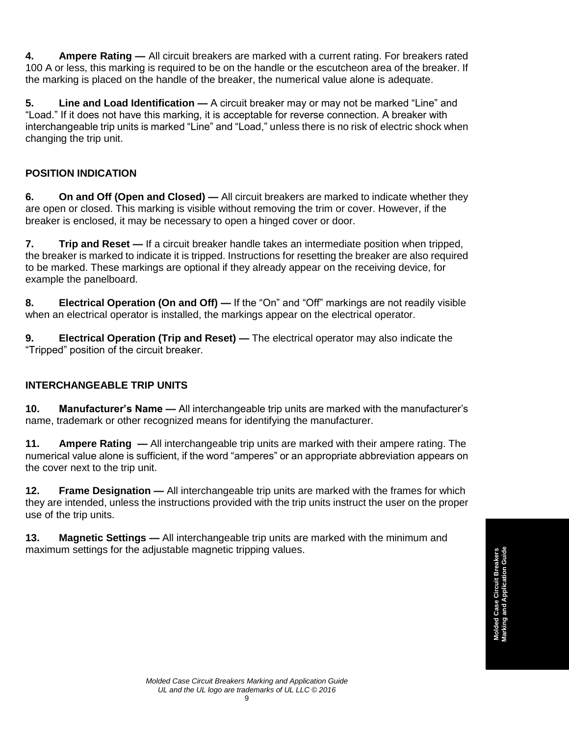**4. Ampere Rating —** All circuit breakers are marked with a current rating. For breakers rated 100 A or less, this marking is required to be on the handle or the escutcheon area of the breaker. If the marking is placed on the handle of the breaker, the numerical value alone is adequate.

**5. Line and Load Identification —** A circuit breaker may or may not be marked "Line" and "Load." If it does not have this marking, it is acceptable for reverse connection. A breaker with interchangeable trip units is marked "Line" and "Load," unless there is no risk of electric shock when changing the trip unit.

## POSITION INDICATION

**6. On and Off (Open and Closed) —** All circuit breakers are marked to indicate whether they are open or closed. This marking is visible without removing the trim or cover. However, if the breaker is enclosed, it may be necessary to open a hinged cover or door.

**7. Trip and Reset —** If a circuit breaker handle takes an intermediate position when tripped, the breaker is marked to indicate it is tripped. Instructions for resetting the breaker are also required to be marked. These markings are optional if they already appear on the receiving device, for example the panelboard.

**8. Electrical Operation (On and Off) —** If the "On" and "Off" markings are not readily visible when an electrical operator is installed, the markings appear on the electrical operator.

**9. Electrical Operation (Trip and Reset) —** The electrical operator may also indicate the "Tripped" position of the circuit breaker.

## INTERCHANGEABLE TRIP UNITS

**10. Manufacturer's Name —** All interchangeable trip units are marked with the manufacturer's name, trademark or other recognized means for identifying the manufacturer.

**11. Ampere Rating —** All interchangeable trip units are marked with their ampere rating. The numerical value alone is sufficient, if the word "amperes" or an appropriate abbreviation appears on the cover next to the trip unit.

**12. Frame Designation —** All interchangeable trip units are marked with the frames for which they are intended, unless the instructions provided with the trip units instruct the user on the proper use of the trip units.

**13. Magnetic Settings —** All interchangeable trip units are marked with the minimum and maximum settings for the adjustable magnetic tripping values.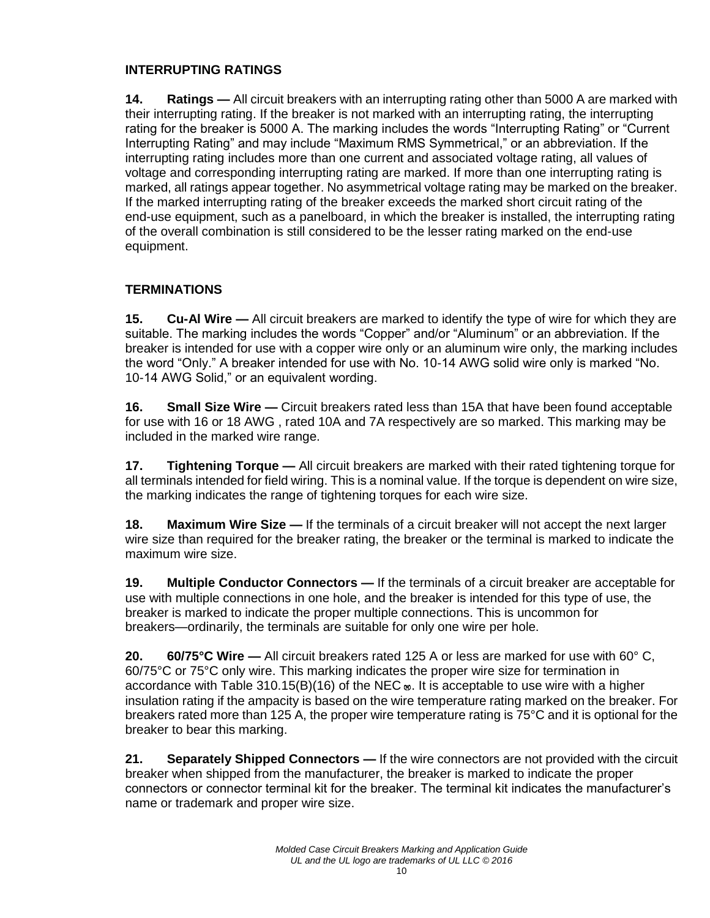## INTERRUPTING RATINGS

**14. Ratings —** All circuit breakers with an interrupting rating other than 5000 A are marked with their interrupting rating. If the breaker is not marked with an interrupting rating, the interrupting rating for the breaker is 5000 A. The marking includes the words "Interrupting Rating" or "Current Interrupting Rating" and may include "Maximum RMS Symmetrical," or an abbreviation. If the interrupting rating includes more than one current and associated voltage rating, all values of voltage and corresponding interrupting rating are marked. If more than one interrupting rating is marked, all ratings appear together. No asymmetrical voltage rating may be marked on the breaker. If the marked interrupting rating of the breaker exceeds the marked short circuit rating of the end-use equipment, such as a panelboard, in which the breaker is installed, the interrupting rating of the overall combination is still considered to be the lesser rating marked on the end-use equipment.

## TERMINATIONS

**15. Cu-Al Wire —** All circuit breakers are marked to identify the type of wire for which they are suitable. The marking includes the words "Copper" and/or "Aluminum" or an abbreviation. If the breaker is intended for use with a copper wire only or an aluminum wire only, the marking includes the word "Only." A breaker intended for use with No. 10-14 AWG solid wire only is marked "No. 10-14 AWG Solid," or an equivalent wording.

**16. Small Size Wire —** Circuit breakers rated less than 15A that have been found acceptable for use with 16 or 18 AWG , rated 10A and 7A respectively are so marked. This marking may be included in the marked wire range.

**17. Tightening Torque —** All circuit breakers are marked with their rated tightening torque for all terminals intended for field wiring. This is a nominal value. If the torque is dependent on wire size, the marking indicates the range of tightening torques for each wire size.

**18. Maximum Wire Size —** If the terminals of a circuit breaker will not accept the next larger wire size than required for the breaker rating, the breaker or the terminal is marked to indicate the maximum wire size.

**19. Multiple Conductor Connectors —** If the terminals of a circuit breaker are acceptable for use with multiple connections in one hole, and the breaker is intended for this type of use, the breaker is marked to indicate the proper multiple connections. This is uncommon for breakers—ordinarily, the terminals are suitable for only one wire per hole.

**20. 60/75°C Wire —** All circuit breakers rated 125 A or less are marked for use with 60° C, 60/75°C or 75°C only wire. This marking indicates the proper wire size for termination in accordance with Table 310.15(B)(16) of the NEC®. It is acceptable to use wire with a higher insulation rating if the ampacity is based on the wire temperature rating marked on the breaker. For breakers rated more than 125 A, the proper wire temperature rating is 75°C and it is optional for the breaker to bear this marking.

**21. Separately Shipped Connectors —** If the wire connectors are not provided with the circuit breaker when shipped from the manufacturer, the breaker is marked to indicate the proper connectors or connector terminal kit for the breaker. The terminal kit indicates the manufacturer's name or trademark and proper wire size.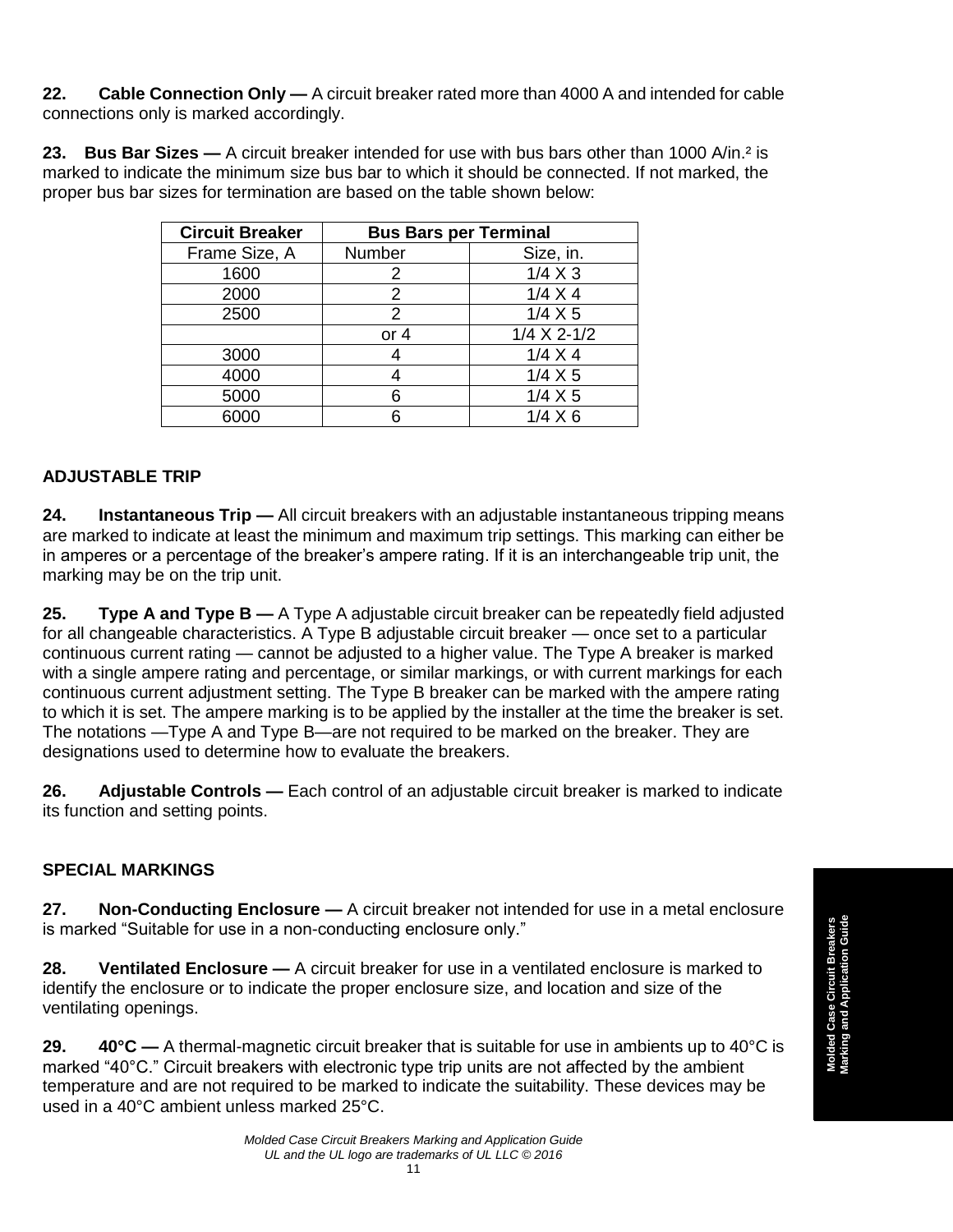**22.** **Cable Connection Only —** A circuit breaker rated more than 4000 A and intended for cable connections only is marked accordingly.

**23.** **Bus Bar Sizes —** A circuit breaker intended for use with bus bars other than 1000 A/in.$^2$ is marked to indicate the minimum size bus bar to which it should be connected. If not marked, the proper bus bar sizes for termination are based on the table shown below:

| Circuit Breaker | Bus Bars per Terminal | |
|---|---|---|
| Frame Size, A | Number | Size, in. |
| 1600 | 2 | 1/4 X 3 |
| 2000 | 2 | 1/4 X 4 |
| 2500 | 2 | 1/4 X 5 |
| | or 4 | 1/4 X 2-1/2 |
| 3000 | 4 | 1/4 X 4 |
| 4000 | 4 | 1/4 X 5 |
| 5000 | 6 | 1/4 X 5 |
| 6000 | 6 | 1/4 X 6 |

## ADJUSTABLE TRIP

**24.** **Instantaneous Trip —** All circuit breakers with an adjustable instantaneous tripping means are marked to indicate at least the minimum and maximum trip settings. This marking can either be in amperes or a percentage of the breaker's ampere rating. If it is an interchangeable trip unit, the marking may be on the trip unit.

**25.** **Type A and Type B —** A Type A adjustable circuit breaker can be repeatedly field adjusted for all changeable characteristics. A Type B adjustable circuit breaker — once set to a particular continuous current rating — cannot be adjusted to a higher value. The Type A breaker is marked with a single ampere rating and percentage, or similar markings, or with current markings for each continuous current adjustment setting. The Type B breaker can be marked with the ampere rating to which it is set. The ampere marking is to be applied by the installer at the time the breaker is set. The notations —Type A and Type B—are not required to be marked on the breaker. They are designations used to determine how to evaluate the breakers.

**26.** **Adjustable Controls —** Each control of an adjustable circuit breaker is marked to indicate its function and setting points.

## SPECIAL MARKINGS

**27.** **Non-Conducting Enclosure —** A circuit breaker not intended for use in a metal enclosure is marked "Suitable for use in a non-conducting enclosure only."

**28.** **Ventilated Enclosure —** A circuit breaker for use in a ventilated enclosure is marked to identify the enclosure or to indicate the proper enclosure size, and location and size of the ventilating openings.

**29.** **40°C —** A thermal-magnetic circuit breaker that is suitable for use in ambients up to 40°C is marked "40°C." Circuit breakers with electronic type trip units are not affected by the ambient temperature and are not required to be marked to indicate the suitability. These devices may be used in a 40°C ambient unless marked 25°C.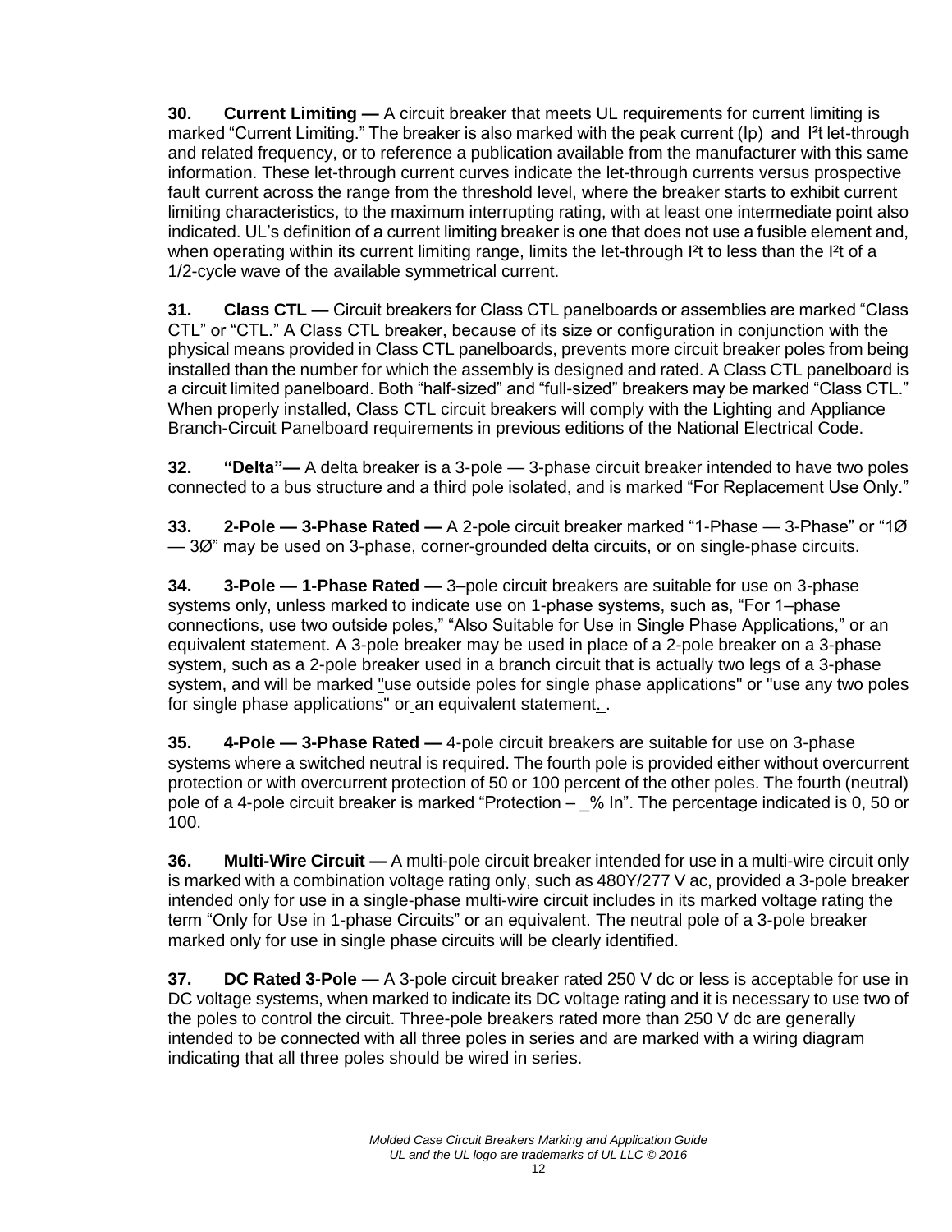**30. Current Limiting —** A circuit breaker that meets UL requirements for current limiting is marked “Current Limiting.” The breaker is also marked with the peak current (Ip) and $I^2t$ let-through and related frequency, or to reference a publication available from the manufacturer with this same information. These let-through current curves indicate the let-through currents versus prospective fault current across the range from the threshold level, where the breaker starts to exhibit current limiting characteristics, to the maximum interrupting rating, with at least one intermediate point also indicated. UL’s definition of a current limiting breaker is one that does not use a fusible element and, when operating within its current limiting range, limits the let-through $I^2t$ to less than the $I^2t$ of a 1/2-cycle wave of the available symmetrical current.

**31. Class CTL —** Circuit breakers for Class CTL panelboards or assemblies are marked “Class CTL” or “CTL.” A Class CTL breaker, because of its size or configuration in conjunction with the physical means provided in Class CTL panelboards, prevents more circuit breaker poles from being installed than the number for which the assembly is designed and rated. A Class CTL panelboard is a circuit limited panelboard. Both “half-sized” and “full-sized” breakers may be marked “Class CTL.” When properly installed, Class CTL circuit breakers will comply with the Lighting and Appliance Branch-Circuit Panelboard requirements in previous editions of the National Electrical Code.

**32. “Delta”—** A delta breaker is a 3-pole — 3-phase circuit breaker intended to have two poles connected to a bus structure and a third pole isolated, and is marked “For Replacement Use Only.”

**33. 2-Pole — 3-Phase Rated —** A 2-pole circuit breaker marked “1-Phase — 3-Phase” or “1Ø — 3Ø” may be used on 3-phase, corner-grounded delta circuits, or on single-phase circuits.

**34. 3-Pole — 1-Phase Rated —** 3–pole circuit breakers are suitable for use on 3-phase systems only, unless marked to indicate use on 1-phase systems, such as, “For 1–phase connections, use two outside poles,” “Also Suitable for Use in Single Phase Applications,” or an equivalent statement. A 3-pole breaker may be used in place of a 2-pole breaker on a 3-phase system, such as a 2-pole breaker used in a branch circuit that is actually two legs of a 3-phase system, and will be marked "use outside poles for single phase applications" or "use any two poles for single phase applications" or an equivalent statement. .

**35. 4-Pole — 3-Phase Rated —** 4-pole circuit breakers are suitable for use on 3-phase systems where a switched neutral is required. The fourth pole is provided either without overcurrent protection or with overcurrent protection of 50 or 100 percent of the other poles. The fourth (neutral) pole of a 4-pole circuit breaker is marked “Protection – _% In”. The percentage indicated is 0, 50 or 100.

**36. Multi-Wire Circuit —** A multi-pole circuit breaker intended for use in a multi-wire circuit only is marked with a combination voltage rating only, such as 480Y/277 V ac, provided a 3-pole breaker intended only for use in a single-phase multi-wire circuit includes in its marked voltage rating the term “Only for Use in 1-phase Circuits” or an equivalent. The neutral pole of a 3-pole breaker marked only for use in single phase circuits will be clearly identified.

**37. DC Rated 3-Pole —** A 3-pole circuit breaker rated 250 V dc or less is acceptable for use in DC voltage systems, when marked to indicate its DC voltage rating and it is necessary to use two of the poles to control the circuit. Three-pole breakers rated more than 250 V dc are generally intended to be connected with all three poles in series and are marked with a wiring diagram indicating that all three poles should be wired in series.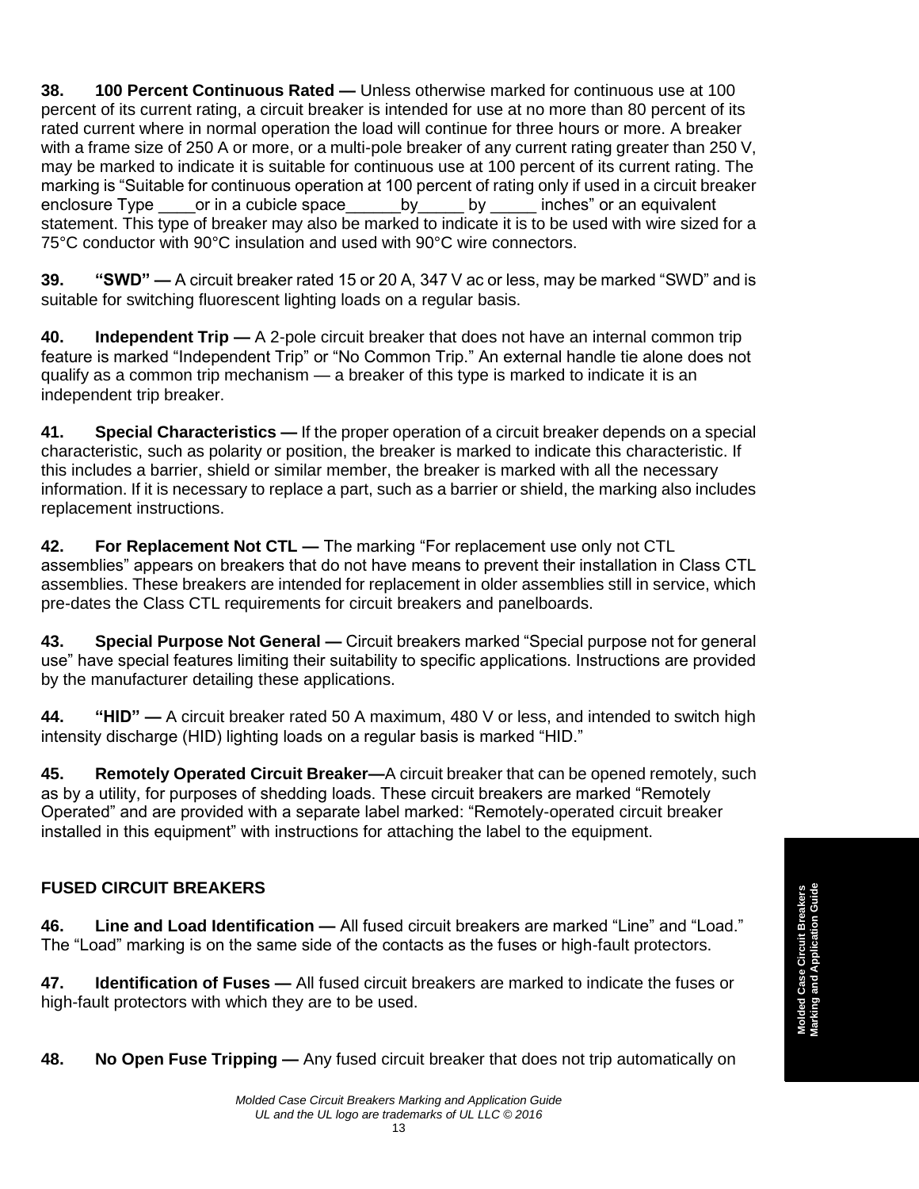**38. 100 Percent Continuous Rated —** Unless otherwise marked for continuous use at 100 percent of its current rating, a circuit breaker is intended for use at no more than 80 percent of its rated current where in normal operation the load will continue for three hours or more. A breaker with a frame size of 250 A or more, or a multi-pole breaker of any current rating greater than 250 V, may be marked to indicate it is suitable for continuous use at 100 percent of its current rating. The marking is "Suitable for continuous operation at 100 percent of rating only if used in a circuit breaker enclosure Type ____or in a cubicle space______by_____ by _____ inches" or an equivalent statement. This type of breaker may also be marked to indicate it is to be used with wire sized for a 75°C conductor with 90°C insulation and used with 90°C wire connectors.

**39. "SWD" —** A circuit breaker rated 15 or 20 A, 347 V ac or less, may be marked "SWD" and is suitable for switching fluorescent lighting loads on a regular basis.

**40. Independent Trip —** A 2-pole circuit breaker that does not have an internal common trip feature is marked "Independent Trip" or "No Common Trip." An external handle tie alone does not qualify as a common trip mechanism — a breaker of this type is marked to indicate it is an independent trip breaker.

**41. Special Characteristics —** If the proper operation of a circuit breaker depends on a special characteristic, such as polarity or position, the breaker is marked to indicate this characteristic. If this includes a barrier, shield or similar member, the breaker is marked with all the necessary information. If it is necessary to replace a part, such as a barrier or shield, the marking also includes replacement instructions.

**42. For Replacement Not CTL —** The marking "For replacement use only not CTL assemblies" appears on breakers that do not have means to prevent their installation in Class CTL assemblies. These breakers are intended for replacement in older assemblies still in service, which pre-dates the Class CTL requirements for circuit breakers and panelboards.

**43. Special Purpose Not General —** Circuit breakers marked "Special purpose not for general use" have special features limiting their suitability to specific applications. Instructions are provided by the manufacturer detailing these applications.

**44. "HID" —** A circuit breaker rated 50 A maximum, 480 V or less, and intended to switch high intensity discharge (HID) lighting loads on a regular basis is marked "HID."

**45. Remotely Operated Circuit Breaker—**A circuit breaker that can be opened remotely, such as by a utility, for purposes of shedding loads. These circuit breakers are marked "Remotely Operated" and are provided with a separate label marked: "Remotely-operated circuit breaker installed in this equipment" with instructions for attaching the label to the equipment.

## FUSED CIRCUIT BREAKERS

**46. Line and Load Identification —** All fused circuit breakers are marked "Line" and "Load." The "Load" marking is on the same side of the contacts as the fuses or high-fault protectors.

**47. Identification of Fuses —** All fused circuit breakers are marked to indicate the fuses or high-fault protectors with which they are to be used.

**48. No Open Fuse Tripping —** Any fused circuit breaker that does not trip automatically on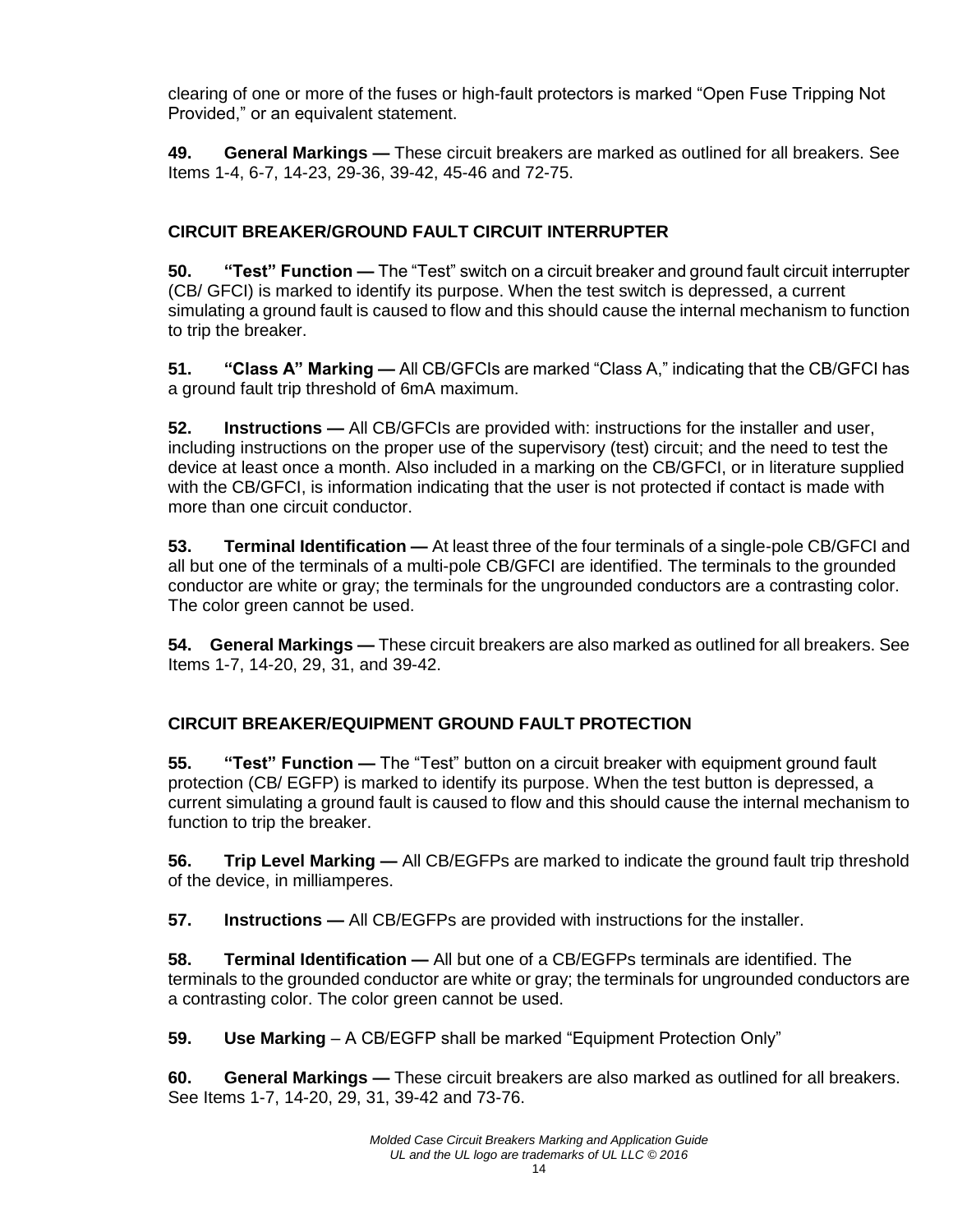clearing of one or more of the fuses or high-fault protectors is marked “Open Fuse Tripping Not Provided,” or an equivalent statement.

**49. General Markings —** These circuit breakers are marked as outlined for all breakers. See Items 1-4, 6-7, 14-23, 29-36, 39-42, 45-46 and 72-75.

## CIRCUIT BREAKER/GROUND FAULT CIRCUIT INTERRUPTER

**50. “Test” Function —** The “Test” switch on a circuit breaker and ground fault circuit interrupter (CB/ GFCI) is marked to identify its purpose. When the test switch is depressed, a current simulating a ground fault is caused to flow and this should cause the internal mechanism to function to trip the breaker.

**51. “Class A” Marking —** All CB/GFCIs are marked “Class A,” indicating that the CB/GFCI has a ground fault trip threshold of 6mA maximum.

**52. Instructions —** All CB/GFCIs are provided with: instructions for the installer and user, including instructions on the proper use of the supervisory (test) circuit; and the need to test the device at least once a month. Also included in a marking on the CB/GFCI, or in literature supplied with the CB/GFCI, is information indicating that the user is not protected if contact is made with more than one circuit conductor.

**53. Terminal Identification —** At least three of the four terminals of a single-pole CB/GFCI and all but one of the terminals of a multi-pole CB/GFCI are identified. The terminals to the grounded conductor are white or gray; the terminals for the ungrounded conductors are a contrasting color. The color green cannot be used.

**54. General Markings —** These circuit breakers are also marked as outlined for all breakers. See Items 1-7, 14-20, 29, 31, and 39-42.

## CIRCUIT BREAKER/EQUIPMENT GROUND FAULT PROTECTION

**55. “Test” Function —** The “Test” button on a circuit breaker with equipment ground fault protection (CB/ EGFP) is marked to identify its purpose. When the test button is depressed, a current simulating a ground fault is caused to flow and this should cause the internal mechanism to function to trip the breaker.

**56. Trip Level Marking —** All CB/EGFPs are marked to indicate the ground fault trip threshold of the device, in milliamperes.

**57. Instructions —** All CB/EGFPs are provided with instructions for the installer.

**58. Terminal Identification —** All but one of a CB/EGFPs terminals are identified. The terminals to the grounded conductor are white or gray; the terminals for ungrounded conductors are a contrasting color. The color green cannot be used.

**59. Use Marking** – A CB/EGFP shall be marked “Equipment Protection Only”

**60. General Markings —** These circuit breakers are also marked as outlined for all breakers. See Items 1-7, 14-20, 29, 31, 39-42 and 73-76.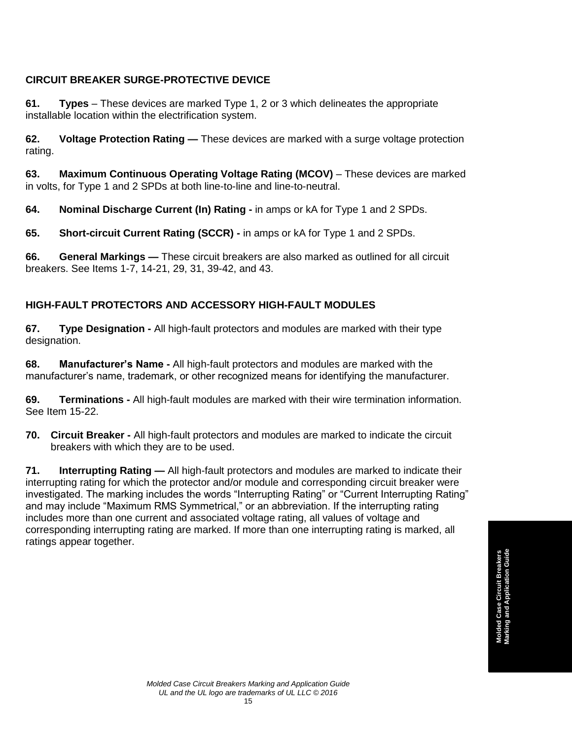## CIRCUIT BREAKER SURGE-PROTECTIVE DEVICE

**61. Types** – These devices are marked Type 1, 2 or 3 which delineates the appropriate installable location within the electrification system.

**62. Voltage Protection Rating —** These devices are marked with a surge voltage protection rating.

**63. Maximum Continuous Operating Voltage Rating (MCOV)** – These devices are marked in volts, for Type 1 and 2 SPDs at both line-to-line and line-to-neutral.

**64. Nominal Discharge Current (In) Rating -** in amps or kA for Type 1 and 2 SPDs.

**65. Short-circuit Current Rating (SCCR) -** in amps or kA for Type 1 and 2 SPDs.

**66. General Markings —** These circuit breakers are also marked as outlined for all circuit breakers. See Items 1-7, 14-21, 29, 31, 39-42, and 43.

## HIGH-FAULT PROTECTORS AND ACCESSORY HIGH-FAULT MODULES

**67. Type Designation -** All high-fault protectors and modules are marked with their type designation.

**68. Manufacturer's Name -** All high-fault protectors and modules are marked with the manufacturer's name, trademark, or other recognized means for identifying the manufacturer.

**69. Terminations -** All high-fault modules are marked with their wire termination information. See Item 15-22.

**70. Circuit Breaker -** All high-fault protectors and modules are marked to indicate the circuit breakers with which they are to be used.

**71. Interrupting Rating —** All high-fault protectors and modules are marked to indicate their interrupting rating for which the protector and/or module and corresponding circuit breaker were investigated. The marking includes the words "Interrupting Rating" or "Current Interrupting Rating" and may include "Maximum RMS Symmetrical," or an abbreviation. If the interrupting rating includes more than one current and associated voltage rating, all values of voltage and corresponding interrupting rating are marked. If more than one interrupting rating is marked, all ratings appear together.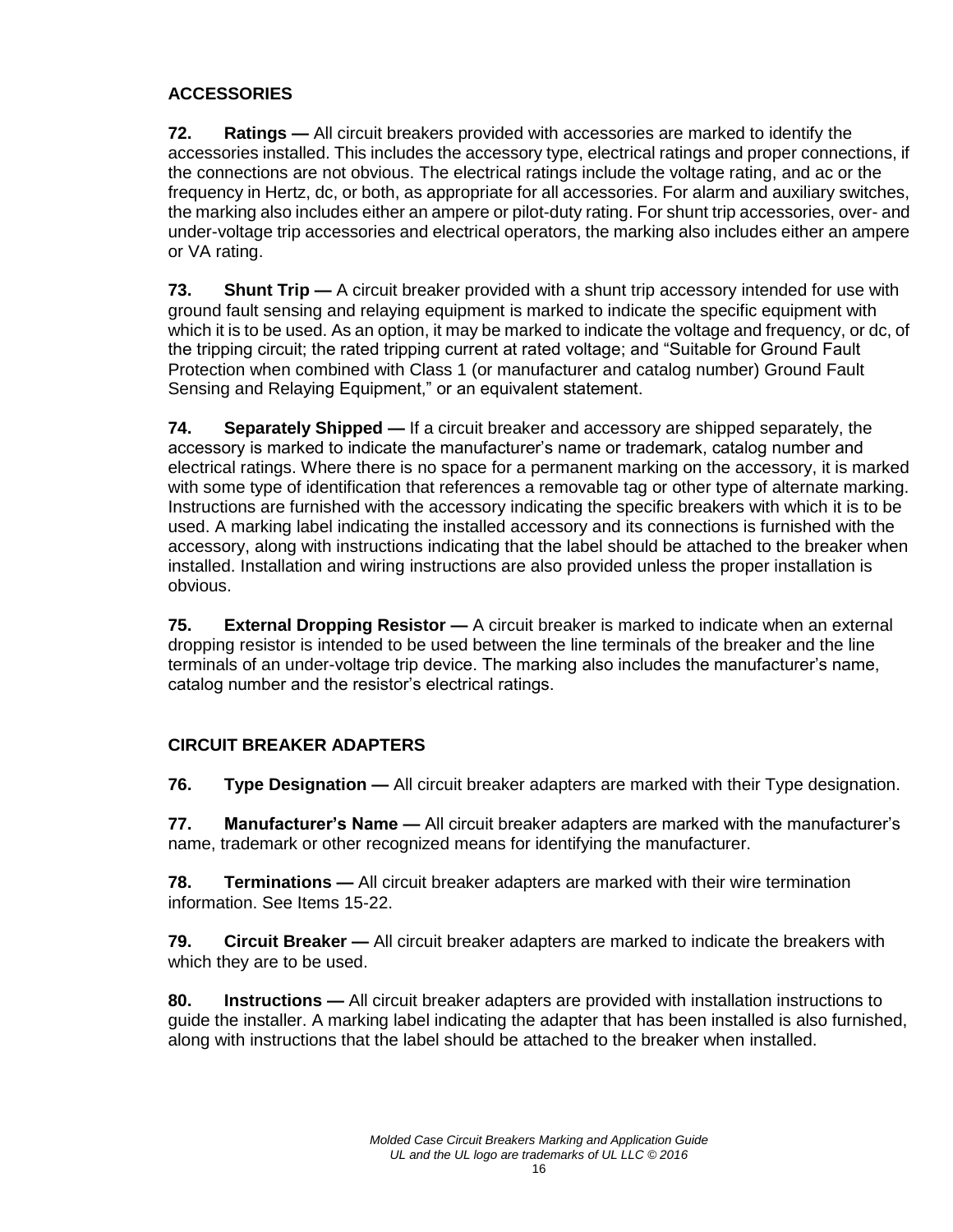## ACCESSORIES

**72. Ratings —** All circuit breakers provided with accessories are marked to identify the accessories installed. This includes the accessory type, electrical ratings and proper connections, if the connections are not obvious. The electrical ratings include the voltage rating, and ac or the frequency in Hertz, dc, or both, as appropriate for all accessories. For alarm and auxiliary switches, the marking also includes either an ampere or pilot-duty rating. For shunt trip accessories, over- and under-voltage trip accessories and electrical operators, the marking also includes either an ampere or VA rating.

**73. Shunt Trip —** A circuit breaker provided with a shunt trip accessory intended for use with ground fault sensing and relaying equipment is marked to indicate the specific equipment with which it is to be used. As an option, it may be marked to indicate the voltage and frequency, or dc, of the tripping circuit; the rated tripping current at rated voltage; and "Suitable for Ground Fault Protection when combined with Class 1 (or manufacturer and catalog number) Ground Fault Sensing and Relaying Equipment," or an equivalent statement.

**74. Separately Shipped —** If a circuit breaker and accessory are shipped separately, the accessory is marked to indicate the manufacturer's name or trademark, catalog number and electrical ratings. Where there is no space for a permanent marking on the accessory, it is marked with some type of identification that references a removable tag or other type of alternate marking. Instructions are furnished with the accessory indicating the specific breakers with which it is to be used. A marking label indicating the installed accessory and its connections is furnished with the accessory, along with instructions indicating that the label should be attached to the breaker when installed. Installation and wiring instructions are also provided unless the proper installation is obvious.

**75. External Dropping Resistor —** A circuit breaker is marked to indicate when an external dropping resistor is intended to be used between the line terminals of the breaker and the line terminals of an under-voltage trip device. The marking also includes the manufacturer's name, catalog number and the resistor's electrical ratings.

## CIRCUIT BREAKER ADAPTERS

**76. Type Designation —** All circuit breaker adapters are marked with their Type designation.

**77. Manufacturer's Name —** All circuit breaker adapters are marked with the manufacturer's name, trademark or other recognized means for identifying the manufacturer.

**78. Terminations —** All circuit breaker adapters are marked with their wire termination information. See Items 15-22.

**79. Circuit Breaker —** All circuit breaker adapters are marked to indicate the breakers with which they are to be used.

**80. Instructions —** All circuit breaker adapters are provided with installation instructions to guide the installer. A marking label indicating the adapter that has been installed is also furnished, along with instructions that the label should be attached to the breaker when installed.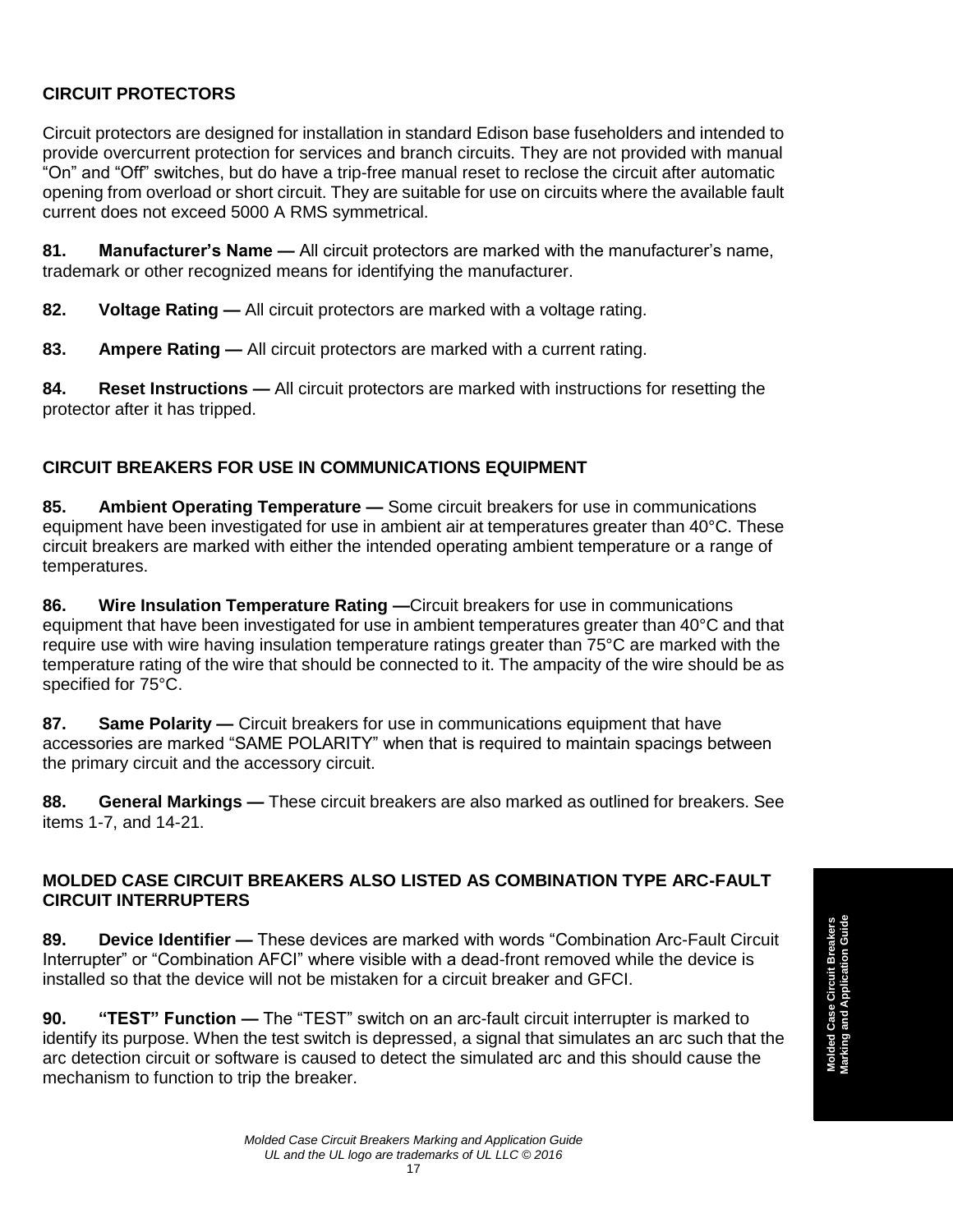## CIRCUIT PROTECTORS

Circuit protectors are designed for installation in standard Edison base fuseholders and intended to provide overcurrent protection for services and branch circuits. They are not provided with manual "On" and "Off" switches, but do have a trip-free manual reset to reclose the circuit after automatic opening from overload or short circuit. They are suitable for use on circuits where the available fault current does not exceed 5000 A RMS symmetrical.

**81. Manufacturer's Name —** All circuit protectors are marked with the manufacturer's name, trademark or other recognized means for identifying the manufacturer.

**82. Voltage Rating —** All circuit protectors are marked with a voltage rating.

**83. Ampere Rating —** All circuit protectors are marked with a current rating.

**84. Reset Instructions —** All circuit protectors are marked with instructions for resetting the protector after it has tripped.

## CIRCUIT BREAKERS FOR USE IN COMMUNICATIONS EQUIPMENT

**85. Ambient Operating Temperature —** Some circuit breakers for use in communications equipment have been investigated for use in ambient air at temperatures greater than 40°C. These circuit breakers are marked with either the intended operating ambient temperature or a range of temperatures.

**86. Wire Insulation Temperature Rating —**Circuit breakers for use in communications equipment that have been investigated for use in ambient temperatures greater than 40°C and that require use with wire having insulation temperature ratings greater than 75°C are marked with the temperature rating of the wire that should be connected to it. The ampacity of the wire should be as specified for 75°C.

**87. Same Polarity —** Circuit breakers for use in communications equipment that have accessories are marked "SAME POLARITY" when that is required to maintain spacings between the primary circuit and the accessory circuit.

**88. General Markings —** These circuit breakers are also marked as outlined for breakers. See items 1-7, and 14-21.

## MOLDED CASE CIRCUIT BREAKERS ALSO LISTED AS COMBINATION TYPE ARC-FAULT CIRCUIT INTERRUPTERS

**89. Device Identifier —** These devices are marked with words "Combination Arc-Fault Circuit Interrupter" or "Combination AFCI" where visible with a dead-front removed while the device is installed so that the device will not be mistaken for a circuit breaker and GFCI.

**90. "TEST" Function —** The "TEST" switch on an arc-fault circuit interrupter is marked to identify its purpose. When the test switch is depressed, a signal that simulates an arc such that the arc detection circuit or software is caused to detect the simulated arc and this should cause the mechanism to function to trip the breaker.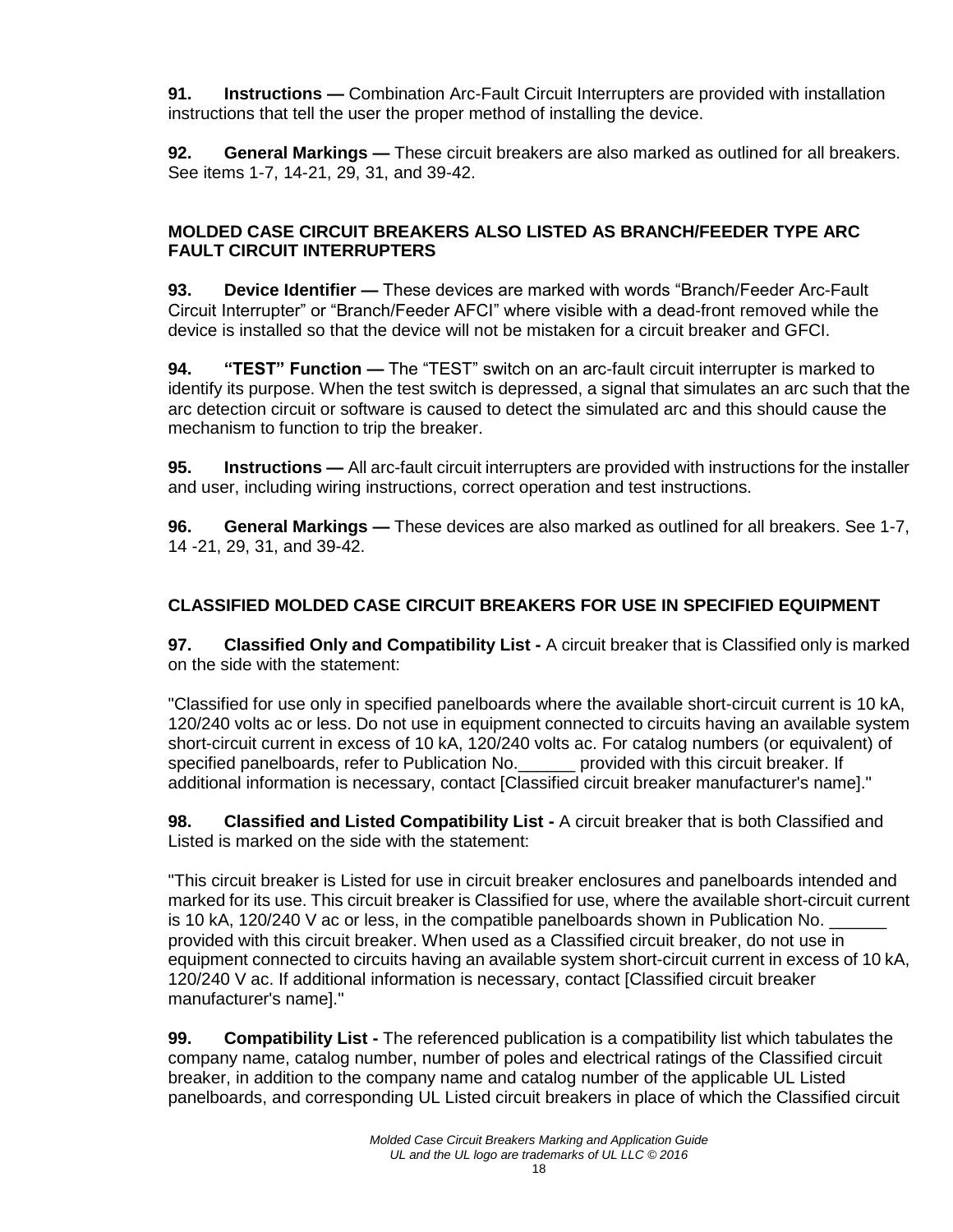**91. Instructions —** Combination Arc-Fault Circuit Interrupters are provided with installation instructions that tell the user the proper method of installing the device.

**92. General Markings —** These circuit breakers are also marked as outlined for all breakers. See items 1-7, 14-21, 29, 31, and 39-42.

### MOLDED CASE CIRCUIT BREAKERS ALSO LISTED AS BRANCH/FEEDER TYPE ARC FAULT CIRCUIT INTERRUPTERS

**93. Device Identifier —** These devices are marked with words "Branch/Feeder Arc-Fault Circuit Interrupter" or "Branch/Feeder AFCI" where visible with a dead-front removed while the device is installed so that the device will not be mistaken for a circuit breaker and GFCI.

**94. "TEST" Function —** The "TEST" switch on an arc-fault circuit interrupter is marked to identify its purpose. When the test switch is depressed, a signal that simulates an arc such that the arc detection circuit or software is caused to detect the simulated arc and this should cause the mechanism to function to trip the breaker.

**95. Instructions —** All arc-fault circuit interrupters are provided with instructions for the installer and user, including wiring instructions, correct operation and test instructions.

**96. General Markings —** These devices are also marked as outlined for all breakers. See 1-7, 14 -21, 29, 31, and 39-42.

### CLASSIFIED MOLDED CASE CIRCUIT BREAKERS FOR USE IN SPECIFIED EQUIPMENT

**97. Classified Only and Compatibility List -** A circuit breaker that is Classified only is marked on the side with the statement:

"Classified for use only in specified panelboards where the available short-circuit current is 10 kA, 120/240 volts ac or less. Do not use in equipment connected to circuits having an available system short-circuit current in excess of 10 kA, 120/240 volts ac. For catalog numbers (or equivalent) of specified panelboards, refer to Publication No.______ provided with this circuit breaker. If additional information is necessary, contact [Classified circuit breaker manufacturer's name]."

**98. Classified and Listed Compatibility List -** A circuit breaker that is both Classified and Listed is marked on the side with the statement:

"This circuit breaker is Listed for use in circuit breaker enclosures and panelboards intended and marked for its use. This circuit breaker is Classified for use, where the available short-circuit current is 10 kA, 120/240 V ac or less, in the compatible panelboards shown in Publication No. ______ provided with this circuit breaker. When used as a Classified circuit breaker, do not use in equipment connected to circuits having an available system short-circuit current in excess of 10 kA, 120/240 V ac. If additional information is necessary, contact [Classified circuit breaker manufacturer's name]."

**99. Compatibility List -** The referenced publication is a compatibility list which tabulates the company name, catalog number, number of poles and electrical ratings of the Classified circuit breaker, in addition to the company name and catalog number of the applicable UL Listed panelboards, and corresponding UL Listed circuit breakers in place of which the Classified circuit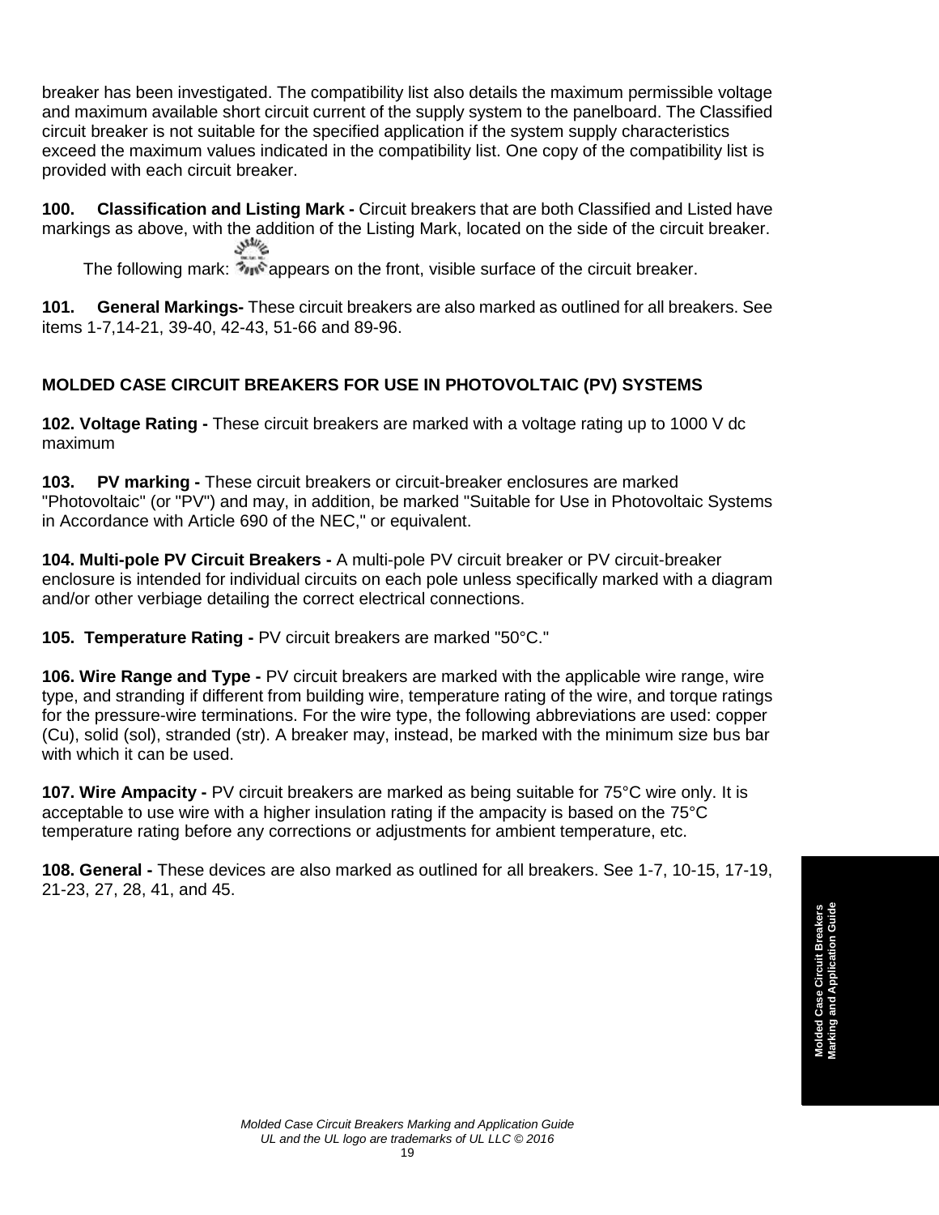breaker has been investigated. The compatibility list also details the maximum permissible voltage and maximum available short circuit current of the supply system to the panelboard. The Classified circuit breaker is not suitable for the specified application if the system supply characteristics exceed the maximum values indicated in the compatibility list. One copy of the compatibility list is provided with each circuit breaker.

**100. Classification and Listing Mark -** Circuit breakers that are both Classified and Listed have markings as above, with the addition of the Listing Mark, located on the side of the circuit breaker.

The following mark: appears on the front, visible surface of the circuit breaker.

**101. General Markings-** These circuit breakers are also marked as outlined for all breakers. See items 1-7,14-21, 39-40, 42-43, 51-66 and 89-96.

## MOLDED CASE CIRCUIT BREAKERS FOR USE IN PHOTOVOLTAIC (PV) SYSTEMS

**102. Voltage Rating -** These circuit breakers are marked with a voltage rating up to 1000 V dc maximum

**103. PV marking -** These circuit breakers or circuit-breaker enclosures are marked "Photovoltaic" (or "PV") and may, in addition, be marked "Suitable for Use in Photovoltaic Systems in Accordance with Article 690 of the NEC," or equivalent.

**104. Multi-pole PV Circuit Breakers -** A multi-pole PV circuit breaker or PV circuit-breaker enclosure is intended for individual circuits on each pole unless specifically marked with a diagram and/or other verbiage detailing the correct electrical connections.

**105. Temperature Rating -** PV circuit breakers are marked "50°C."

**106. Wire Range and Type -** PV circuit breakers are marked with the applicable wire range, wire type, and stranding if different from building wire, temperature rating of the wire, and torque ratings for the pressure-wire terminations. For the wire type, the following abbreviations are used: copper (Cu), solid (sol), stranded (str). A breaker may, instead, be marked with the minimum size bus bar with which it can be used.

**107. Wire Ampacity -** PV circuit breakers are marked as being suitable for 75°C wire only. It is acceptable to use wire with a higher insulation rating if the ampacity is based on the 75°C temperature rating before any corrections or adjustments for ambient temperature, etc.

**108. General -** These devices are also marked as outlined for all breakers. See 1-7, 10-15, 17-19, 21-23, 27, 28, 41, and 45.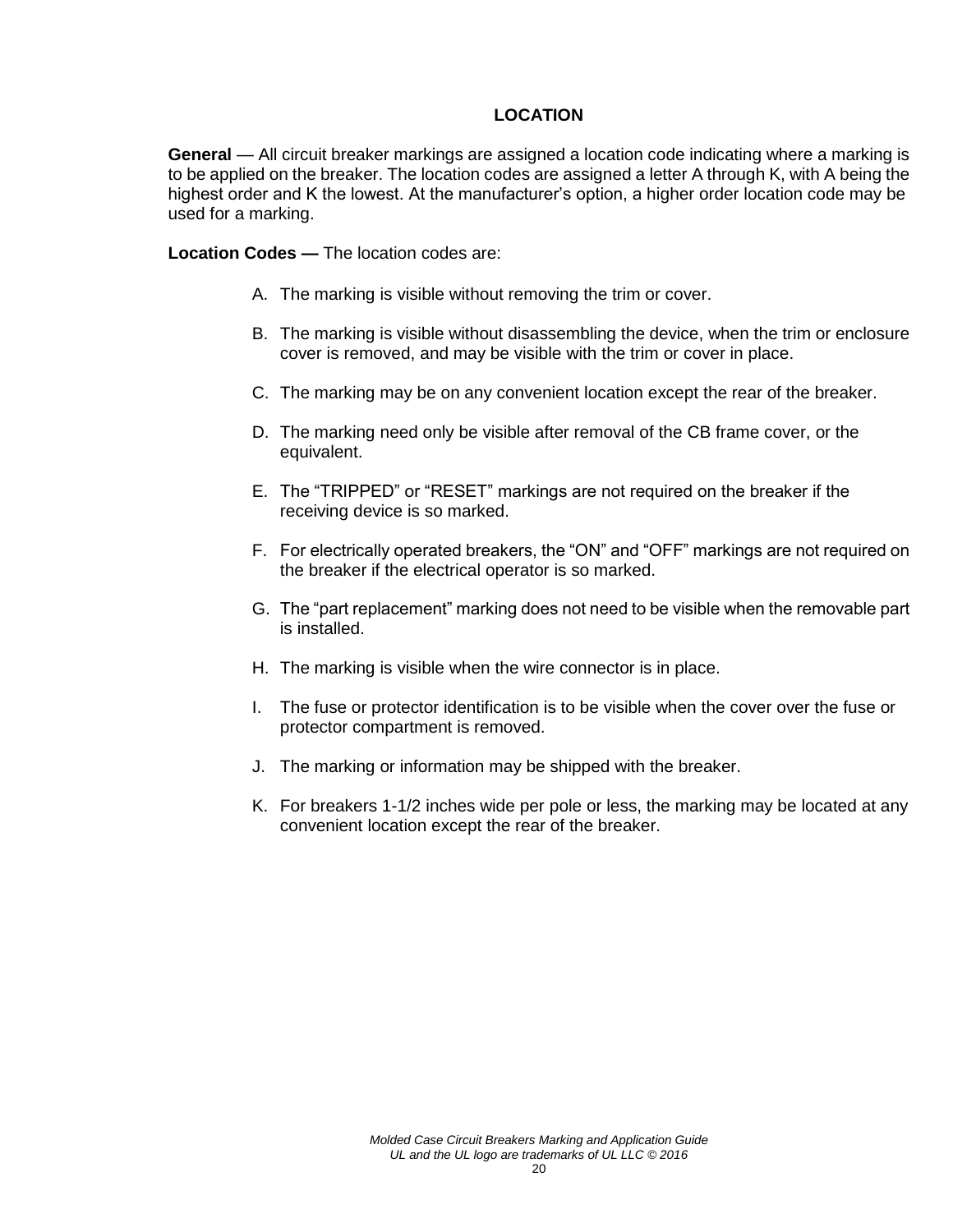## LOCATION

**General** — All circuit breaker markings are assigned a location code indicating where a marking is to be applied on the breaker. The location codes are assigned a letter A through K, with A being the highest order and K the lowest. At the manufacturer's option, a higher order location code may be used for a marking.

**Location Codes —** The location codes are:

A. The marking is visible without removing the trim or cover.

B. The marking is visible without disassembling the device, when the trim or enclosure cover is removed, and may be visible with the trim or cover in place.

C. The marking may be on any convenient location except the rear of the breaker.

D. The marking need only be visible after removal of the CB frame cover, or the equivalent.

E. The "TRIPPED" or "RESET" markings are not required on the breaker if the receiving device is so marked.

F. For electrically operated breakers, the "ON" and "OFF" markings are not required on the breaker if the electrical operator is so marked.

G. The "part replacement" marking does not need to be visible when the removable part is installed.

H. The marking is visible when the wire connector is in place.

I. The fuse or protector identification is to be visible when the cover over the fuse or protector compartment is removed.

J. The marking or information may be shipped with the breaker.

K. For breakers 1-1/2 inches wide per pole or less, the marking may be located at any convenient location except the rear of the breaker.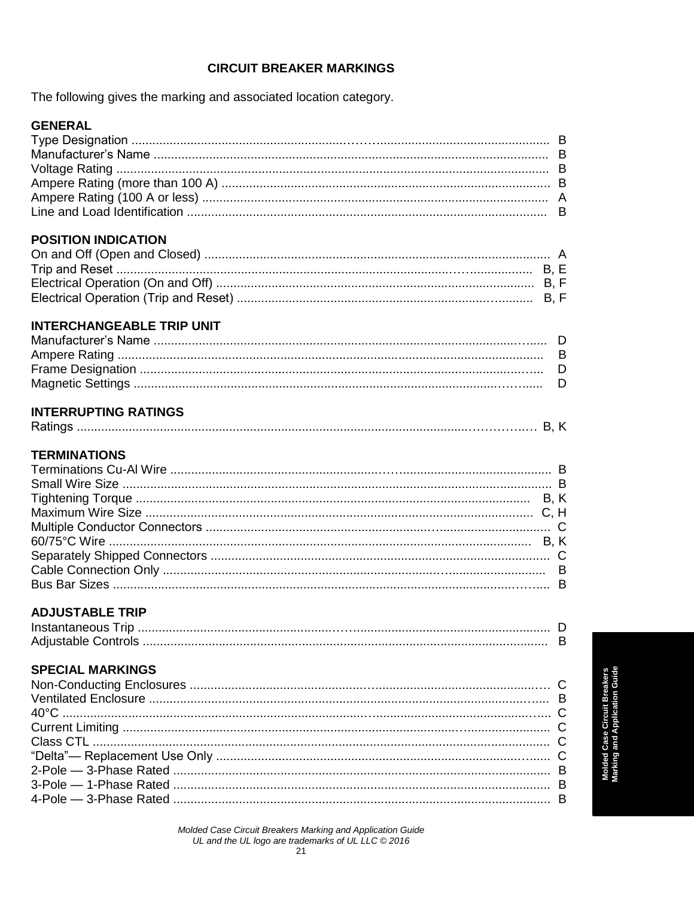# CIRCUIT BREAKER MARKINGS

The following gives the marking and associated location category.

## GENERAL

| Marking | Location |
|---|---|
| Type Designation | B |
| Manufacturer's Name | B |
| Voltage Rating | B |
| Ampere Rating (more than 100 A) | B |
| Ampere Rating (100 A or less) | A |
| Line and Load Identification | B |

## POSITION INDICATION

| Marking | Location |
|---|---|
| On and Off (Open and Closed) | A |
| Trip and Reset | B, E |
| Electrical Operation (On and Off) | B, F |
| Electrical Operation (Trip and Reset) | B, F |

## INTERCHANGEABLE TRIP UNIT

| Marking | Location |
|---|---|
| Manufacturer's Name | D |
| Ampere Rating | B |
| Frame Designation | D |
| Magnetic Settings | D |

## INTERRUPTING RATINGS

| Marking | Location |
|---|---|
| Ratings | B, K |

## TERMINATIONS

| Marking | Location |
|---|---|
| Terminations Cu-Al Wire | B |
| Small Wire Size | B |
| Tightening Torque | B, K |
| Maximum Wire Size | C, H |
| Multiple Conductor Connectors | C |
| 60/75°C Wire | B, K |
| Separately Shipped Connectors | C |
| Cable Connection Only | B |
| Bus Bar Sizes | B |

## ADJUSTABLE TRIP

| Marking | Location |
|---|---|
| Instantaneous Trip | D |
| Adjustable Controls | B |

## SPECIAL MARKINGS

| Marking | Location |
|---|---|
| Non-Conducting Enclosures | C |
| Ventilated Enclosure | B |
| 40°C | C |
| Current Limiting | C |
| Class CTL | C |
| "Delta"— Replacement Use Only | C |
| 2-Pole — 3-Phase Rated | B |
| 3-Pole — 1-Phase Rated | B |
| 4-Pole — 3-Phase Rated | B |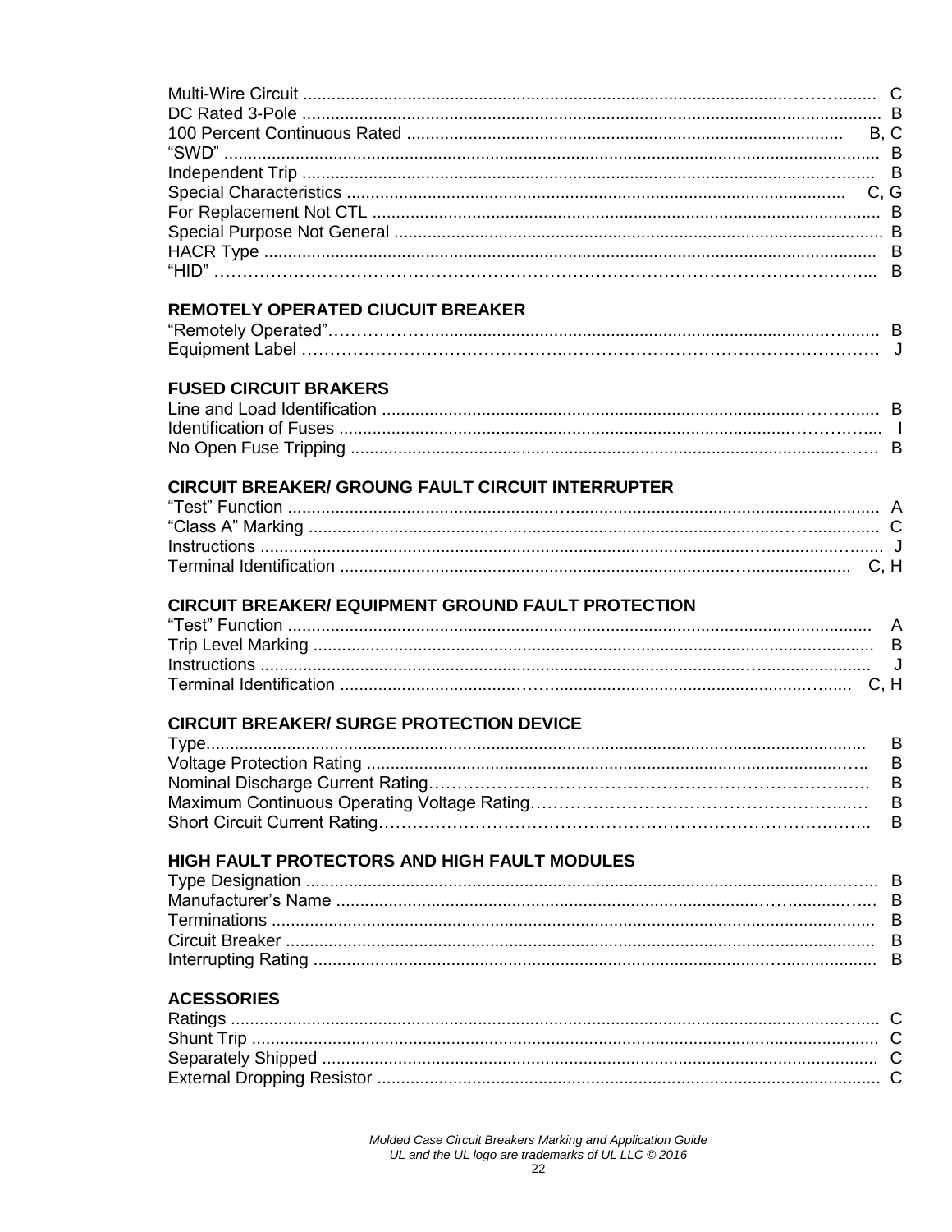| | |
|---|---|
| Multi-Wire Circuit | C |
| DC Rated 3-Pole | B |
| 100 Percent Continuous Rated | B, C |
| “SWD” | B |
| Independent Trip | B |
| Special Characteristics | C, G |
| For Replacement Not CTL | B |
| Special Purpose Not General | B |
| HACR Type | B |
| “HID” | B |

**REMOTELY OPERATED CIUCUIT BREAKER**

| | |
|---|---|
| “Remotely Operated” | B |
| Equipment Label | J |

**FUSED CIRCUIT BRAKERS**

| | |
|---|---|
| Line and Load Identification | B |
| Identification of Fuses | I |
| No Open Fuse Tripping | B |

**CIRCUIT BREAKER/ GROUNG FAULT CIRCUIT INTERRUPTER**

| | |
|---|---|
| “Test” Function | A |
| “Class A” Marking | C |
| Instructions | J |
| Terminal Identification | C, H |

**CIRCUIT BREAKER/ EQUIPMENT GROUND FAULT PROTECTION**

| | |
|---|---|
| “Test” Function | A |
| Trip Level Marking | B |
| Instructions | J |
| Terminal Identification | C, H |

**CIRCUIT BREAKER/ SURGE PROTECTION DEVICE**

| | |
|---|---|
| Type | B |
| Voltage Protection Rating | B |
| Nominal Discharge Current Rating | B |
| Maximum Continuous Operating Voltage Rating | B |
| Short Circuit Current Rating | B |

**HIGH FAULT PROTECTORS AND HIGH FAULT MODULES**

| | |
|---|---|
| Type Designation | B |
| Manufacturer’s Name | B |
| Terminations | B |
| Circuit Breaker | B |
| Interrupting Rating | B |

**ACESSORIES**

| | |
|---|---|
| Ratings | C |
| Shunt Trip | C |
| Separately Shipped | C |
| External Dropping Resistor | C |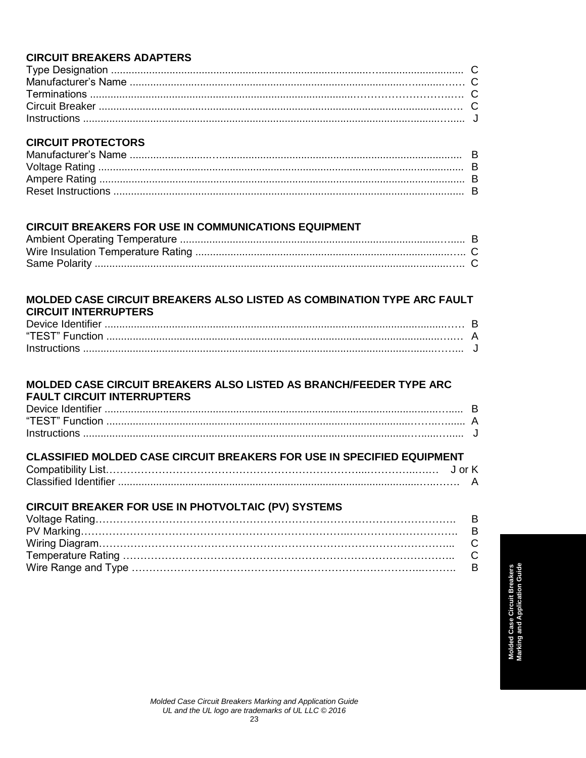**CIRCUIT BREAKERS ADAPTERS**

Type Designation ........................................................................................................................ C
Manufacturer's Name .................................................................................................................. C
Terminations ................................................................................................................................ C
Circuit Breaker ............................................................................................................................ C
Instructions .................................................................................................................................. J

**CIRCUIT PROTECTORS**

Manufacturer's Name .................................................................................................................. B
Voltage Rating ............................................................................................................................. B
Ampere Rating ............................................................................................................................. B
Reset Instructions ........................................................................................................................ B

**CIRCUIT BREAKERS FOR USE IN COMMUNICATIONS EQUIPMENT**

Ambient Operating Temperature .................................................................................................. B
Wire Insulation Temperature Rating ............................................................................................. C
Same Polarity ............................................................................................................................... C

**MOLDED CASE CIRCUIT BREAKERS ALSO LISTED AS COMBINATION TYPE ARC FAULT CIRCUIT INTERRUPTERS**

Device Identifier ........................................................................................................................... B
"TEST" Function ........................................................................................................................... A
Instructions ................................................................................................................................... J

**MOLDED CASE CIRCUIT BREAKERS ALSO LISTED AS BRANCH/FEEDER TYPE ARC FAULT CIRCUIT INTERRUPTERS**

Device Identifier ........................................................................................................................... B
"TEST" Function ........................................................................................................................... A
Instructions ................................................................................................................................... J

**CLASSIFIED MOLDED CASE CIRCUIT BREAKERS FOR USE IN SPECIFIED EQUIPMENT**

Compatibility List.................................................................................................................. J or K
Classified Identifier ....................................................................................................................... A

**CIRCUIT BREAKER FOR USE IN PHOTVOLTAIC (PV) SYSTEMS**

Voltage Rating................................................................................................................................ B
PV Marking.................................................................................................................................... B
Wiring Diagram.............................................................................................................................. C
Temperature Rating ....................................................................................................................... C
Wire Range and Type .................................................................................................................... B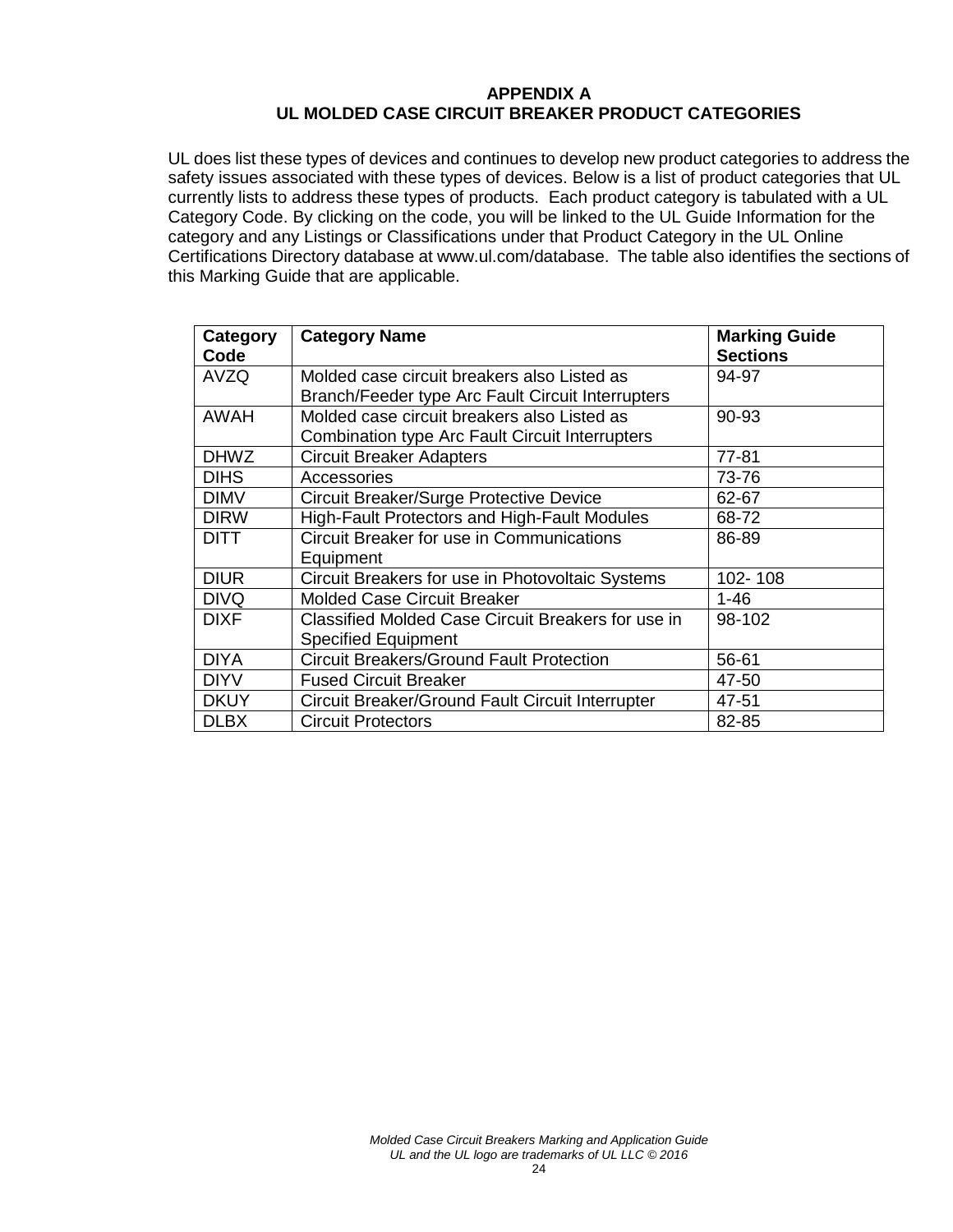# APPENDIX A
## UL MOLDED CASE CIRCUIT BREAKER PRODUCT CATEGORIES

UL does list these types of devices and continues to develop new product categories to address the safety issues associated with these types of devices. Below is a list of product categories that UL currently lists to address these types of products. Each product category is tabulated with a UL Category Code. By clicking on the code, you will be linked to the UL Guide Information for the category and any Listings or Classifications under that Product Category in the UL Online Certifications Directory database at www.ul.com/database. The table also identifies the sections of this Marking Guide that are applicable.

| **Category Code** | **Category Name** | **Marking Guide Sections** |
|---|---|---|
| AVZQ | Molded case circuit breakers also Listed as Branch/Feeder type Arc Fault Circuit Interrupters | 94-97 |
| AWAH | Molded case circuit breakers also Listed as Combination type Arc Fault Circuit Interrupters | 90-93 |
| DHWZ | Circuit Breaker Adapters | 77-81 |
| DIHS | Accessories | 73-76 |
| DIMV | Circuit Breaker/Surge Protective Device | 62-67 |
| DIRW | High-Fault Protectors and High-Fault Modules | 68-72 |
| DITT | Circuit Breaker for use in Communications Equipment | 86-89 |
| DIUR | Circuit Breakers for use in Photovoltaic Systems | 102- 108 |
| DIVQ | Molded Case Circuit Breaker | 1-46 |
| DIXF | Classified Molded Case Circuit Breakers for use in Specified Equipment | 98-102 |
| DIYA | Circuit Breakers/Ground Fault Protection | 56-61 |
| DIYV | Fused Circuit Breaker | 47-50 |
| DKUY | Circuit Breaker/Ground Fault Circuit Interrupter | 47-51 |
| DLBX | Circuit Protectors | 82-85 |